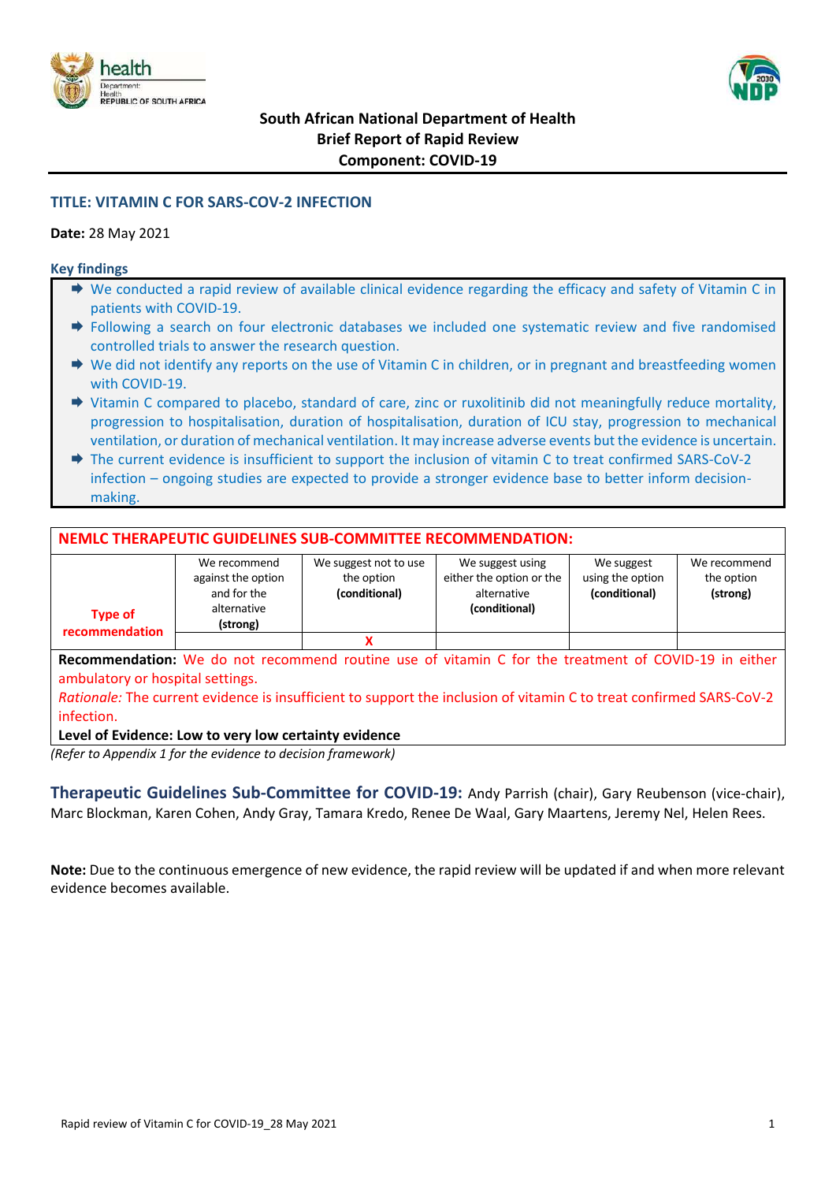**South African National Department of Health**
**Brief Report of Rapid Review**
**Component: COVID-19**

## TITLE: VITAMIN C FOR SARS-COV-2 INFECTION

**Date:** 28 May 2021

### Key findings

- We conducted a rapid review of available clinical evidence regarding the efficacy and safety of Vitamin C in patients with COVID-19.
- Following a search on four electronic databases we included one systematic review and five randomised controlled trials to answer the research question.
- We did not identify any reports on the use of Vitamin C in children, or in pregnant and breastfeeding women with COVID-19.
- Vitamin C compared to placebo, standard of care, zinc or ruxolitinib did not meaningfully reduce mortality, progression to hospitalisation, duration of hospitalisation, duration of ICU stay, progression to mechanical ventilation, or duration of mechanical ventilation. It may increase adverse events but the evidence is uncertain.
- The current evidence is insufficient to support the inclusion of vitamin C to treat confirmed SARS-CoV-2 infection – ongoing studies are expected to provide a stronger evidence base to better inform decision-making.

**NEMLC THERAPEUTIC GUIDELINES SUB-COMMITTEE RECOMMENDATION:**

| Type of recommendation | We recommend against the option and for the alternative **(strong)** | We suggest not to use the option **(conditional)** | We suggest using either the option or the alternative **(conditional)** | We suggest using the option **(conditional)** | We recommend the option **(strong)** |
|---|---|---|---|---|---|
| | | X | | | |

**Recommendation:** We do not recommend routine use of vitamin C for the treatment of COVID-19 in either ambulatory or hospital settings.

*Rationale:* The current evidence is insufficient to support the inclusion of vitamin C to treat confirmed SARS-CoV-2 infection.

**Level of Evidence: Low to very low certainty evidence**

*(Refer to Appendix 1 for the evidence to decision framework)*

**Therapeutic Guidelines Sub-Committee for COVID-19:** Andy Parrish (chair), Gary Reubenson (vice-chair), Marc Blockman, Karen Cohen, Andy Gray, Tamara Kredo, Renee De Waal, Gary Maartens, Jeremy Nel, Helen Rees.

**Note:** Due to the continuous emergence of new evidence, the rapid review will be updated if and when more relevant evidence becomes available.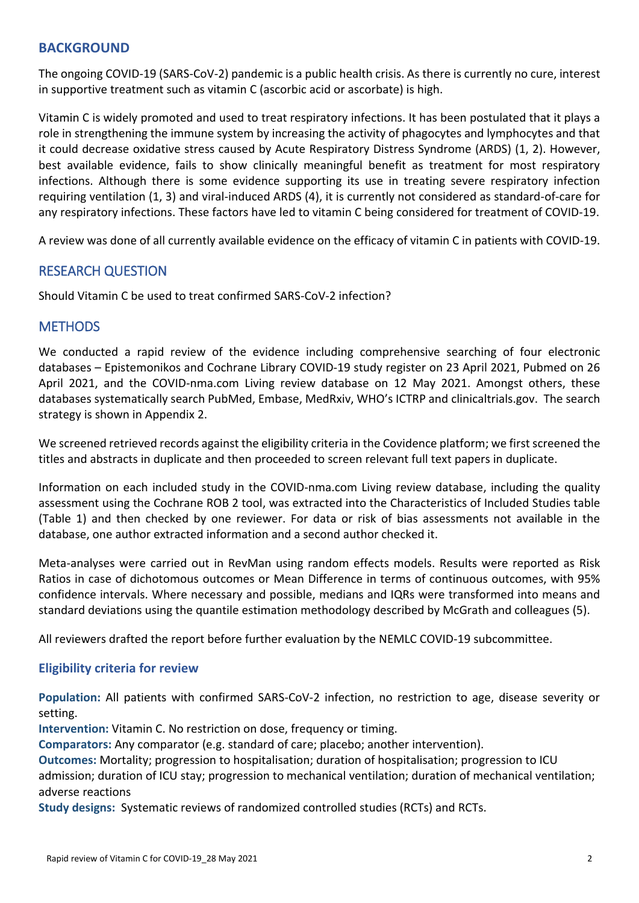## BACKGROUND

The ongoing COVID-19 (SARS-CoV-2) pandemic is a public health crisis. As there is currently no cure, interest in supportive treatment such as vitamin C (ascorbic acid or ascorbate) is high.

Vitamin C is widely promoted and used to treat respiratory infections. It has been postulated that it plays a role in strengthening the immune system by increasing the activity of phagocytes and lymphocytes and that it could decrease oxidative stress caused by Acute Respiratory Distress Syndrome (ARDS) (1, 2). However, best available evidence, fails to show clinically meaningful benefit as treatment for most respiratory infections. Although there is some evidence supporting its use in treating severe respiratory infection requiring ventilation (1, 3) and viral-induced ARDS (4), it is currently not considered as standard-of-care for any respiratory infections. These factors have led to vitamin C being considered for treatment of COVID-19.

A review was done of all currently available evidence on the efficacy of vitamin C in patients with COVID-19.

## RESEARCH QUESTION

Should Vitamin C be used to treat confirmed SARS-CoV-2 infection?

## METHODS

We conducted a rapid review of the evidence including comprehensive searching of four electronic databases – Epistemonikos and Cochrane Library COVID-19 study register on 23 April 2021, Pubmed on 26 April 2021, and the COVID-nma.com Living review database on 12 May 2021. Amongst others, these databases systematically search PubMed, Embase, MedRxiv, WHO's ICTRP and clinicaltrials.gov. The search strategy is shown in Appendix 2.

We screened retrieved records against the eligibility criteria in the Covidence platform; we first screened the titles and abstracts in duplicate and then proceeded to screen relevant full text papers in duplicate.

Information on each included study in the COVID-nma.com Living review database, including the quality assessment using the Cochrane ROB 2 tool, was extracted into the Characteristics of Included Studies table (Table 1) and then checked by one reviewer. For data or risk of bias assessments not available in the database, one author extracted information and a second author checked it.

Meta-analyses were carried out in RevMan using random effects models. Results were reported as Risk Ratios in case of dichotomous outcomes or Mean Difference in terms of continuous outcomes, with 95% confidence intervals. Where necessary and possible, medians and IQRs were transformed into means and standard deviations using the quantile estimation methodology described by McGrath and colleagues (5).

All reviewers drafted the report before further evaluation by the NEMLC COVID-19 subcommittee.

### Eligibility criteria for review

**Population:** All patients with confirmed SARS-CoV-2 infection, no restriction to age, disease severity or setting.
**Intervention:** Vitamin C. No restriction on dose, frequency or timing.
**Comparators:** Any comparator (e.g. standard of care; placebo; another intervention).
**Outcomes:** Mortality; progression to hospitalisation; duration of hospitalisation; progression to ICU admission; duration of ICU stay; progression to mechanical ventilation; duration of mechanical ventilation; adverse reactions
**Study designs:** Systematic reviews of randomized controlled studies (RCTs) and RCTs.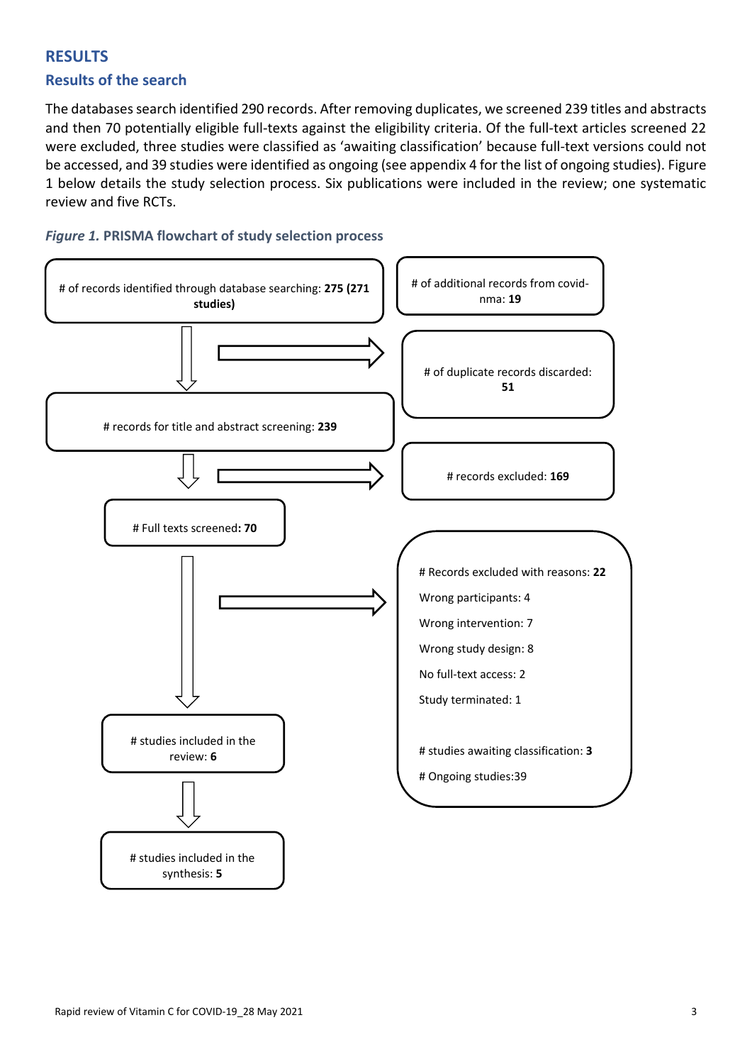# RESULTS

## Results of the search

The databases search identified 290 records. After removing duplicates, we screened 239 titles and abstracts and then 70 potentially eligible full-texts against the eligibility criteria. Of the full-text articles screened 22 were excluded, three studies were classified as 'awaiting classification' because full-text versions could not be accessed, and 39 studies were identified as ongoing (see appendix 4 for the list of ongoing studies). Figure 1 below details the study selection process. Six publications were included in the review; one systematic review and five RCTs.

***Figure 1.*** **PRISMA flowchart of study selection process**

# of records identified through database searching: **275 (271 studies)**

# of additional records from covid-nma: **19**

# of duplicate records discarded: **51**

# records for title and abstract screening: **239**

# records excluded: **169**

# Full texts screened**: 70**

# Records excluded with reasons: **22**

Wrong participants: 4

Wrong intervention: 7

Wrong study design: 8

No full-text access: 2

Study terminated: 1

# studies awaiting classification: **3**

# Ongoing studies:39

# studies included in the review: **6**

# studies included in the synthesis: **5**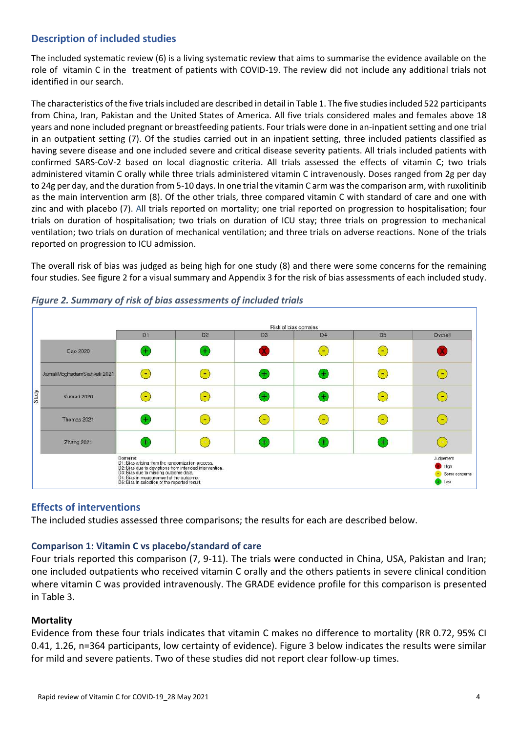## Description of included studies

The included systematic review (6) is a living systematic review that aims to summarise the evidence available on the role of vitamin C in the treatment of patients with COVID-19. The review did not include any additional trials not identified in our search.

The characteristics of the five trials included are described in detail in Table 1. The five studies included 522 participants from China, Iran, Pakistan and the United States of America. All five trials considered males and females above 18 years and none included pregnant or breastfeeding patients. Four trials were done in an-inpatient setting and one trial in an outpatient setting (7). Of the studies carried out in an inpatient setting, three included patients classified as having severe disease and one included severe and critical disease severity patients. All trials included patients with confirmed SARS-CoV-2 based on local diagnostic criteria. All trials assessed the effects of vitamin C; two trials administered vitamin C orally while three trials administered vitamin C intravenously. Doses ranged from 2g per day to 24g per day, and the duration from 5-10 days. In one trial the vitamin C arm was the comparison arm, with ruxolitinib as the main intervention arm (8). Of the other trials, three compared vitamin C with standard of care and one with zinc and with placebo (7). All trials reported on mortality; one trial reported on progression to hospitalisation; four trials on duration of hospitalisation; two trials on duration of ICU stay; three trials on progression to mechanical ventilation; two trials on duration of mechanical ventilation; and three trials on adverse reactions. None of the trials reported on progression to ICU admission.

The overall risk of bias was judged as being high for one study (8) and there were some concerns for the remaining four studies. See figure 2 for a visual summary and Appendix 3 for the risk of bias assessments of each included study.

*Figure 2. Summary of risk of bias assessments of included trials*

| Study | D1 | D2 | D3 | D4 | D5 | Overall |
|---|---|---|---|---|---|---|
| Cao 2020 | + | + | X | - | - | X |
| JamaliMoghadamSiahkali 2021 | - | - | + | + | - | - |
| Kumari 2020 | - | - | + | + | - | - |
| Thomas 2021 | + | - | - | - | - | - |
| Zhang 2021 | + | - | + | + | + | - |

Domains:
D1: Bias arising from the randomization process.
D2: Bias due to deviations from intended intervention.
D3: Bias due to missing outcome data.
D4: Bias in measurement of the outcome.
D5: Bias in selection of the reported result.

Judgement: X High; - Some concerns; + Low

## Effects of interventions

The included studies assessed three comparisons; the results for each are described below.

### Comparison 1: Vitamin C vs placebo/standard of care

Four trials reported this comparison (7, 9-11). The trials were conducted in China, USA, Pakistan and Iran; one included outpatients who received vitamin C orally and the others patients in severe clinical condition where vitamin C was provided intravenously. The GRADE evidence profile for this comparison is presented in Table 3.

**Mortality**

Evidence from these four trials indicates that vitamin C makes no difference to mortality (RR 0.72, 95% CI 0.41, 1.26, n=364 participants, low certainty of evidence). Figure 3 below indicates the results were similar for mild and severe patients. Two of these studies did not report clear follow-up times.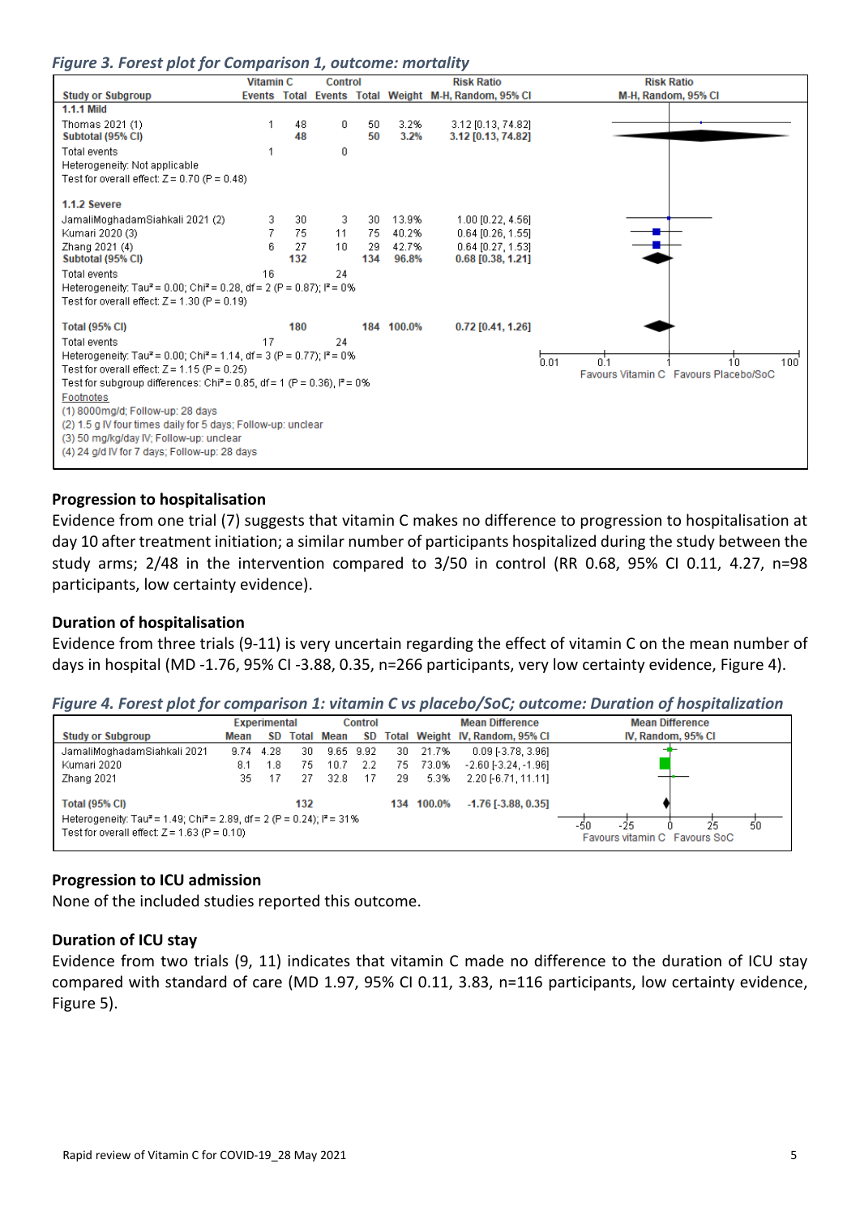*Figure 3. Forest plot for Comparison 1, outcome: mortality*

| Study or Subgroup | Vitamin C Events | Vitamin C Total | Control Events | Control Total | Weight | Risk Ratio M-H, Random, 95% CI |
|---|---|---|---|---|---|---|
| **1.1.1 Mild** | | | | | | |
| Thomas 2021 (1) | 1 | 48 | 0 | 50 | 3.2% | 3.12 [0.13, 74.82] |
| **Subtotal (95% CI)** | | **48** | | **50** | **3.2%** | **3.12 [0.13, 74.82]** |
| Total events | 1 | | 0 | | | |
| Heterogeneity: Not applicable | | | | | | |
| Test for overall effect: Z = 0.70 (P = 0.48) | | | | | | |
| **1.1.2 Severe** | | | | | | |
| JamaliMoghadamSiahkali 2021 (2) | 3 | 30 | 3 | 30 | 13.9% | 1.00 [0.22, 4.56] |
| Kumari 2020 (3) | 7 | 75 | 11 | 75 | 40.2% | 0.64 [0.26, 1.55] |
| Zhang 2021 (4) | 6 | 27 | 10 | 29 | 42.7% | 0.64 [0.27, 1.53] |
| **Subtotal (95% CI)** | | **132** | | **134** | **96.8%** | **0.68 [0.38, 1.21]** |
| Total events | 16 | | 24 | | | |
| Heterogeneity: Tau² = 0.00; Chi² = 0.28, df = 2 (P = 0.87); I² = 0% | | | | | | |
| Test for overall effect: Z = 1.30 (P = 0.19) | | | | | | |
| **Total (95% CI)** | | **180** | | **184** | **100.0%** | **0.72 [0.41, 1.26]** |
| Total events | 17 | | 24 | | | |
| Heterogeneity: Tau² = 0.00; Chi² = 1.14, df = 3 (P = 0.77); I² = 0% | | | | | | |
| Test for overall effect: Z = 1.15 (P = 0.25) | | | | | | |
| Test for subgroup differences: Chi² = 0.85, df = 1 (P = 0.36), I² = 0% | | | | | | |

Axis: 0.01, 0.1, 1, 10, 100 — Favours Vitamin C / Favours Placebo/SoC

Footnotes
(1) 8000mg/d; Follow-up: 28 days
(2) 1.5 g IV four times daily for 5 days; Follow-up: unclear
(3) 50 mg/kg/day IV; Follow-up: unclear
(4) 24 g/d IV for 7 days; Follow-up: 28 days

## Progression to hospitalisation

Evidence from one trial (7) suggests that vitamin C makes no difference to progression to hospitalisation at day 10 after treatment initiation; a similar number of participants hospitalized during the study between the study arms; 2/48 in the intervention compared to 3/50 in control (RR 0.68, 95% CI 0.11, 4.27, n=98 participants, low certainty evidence).

## Duration of hospitalisation

Evidence from three trials (9-11) is very uncertain regarding the effect of vitamin C on the mean number of days in hospital (MD -1.76, 95% CI -3.88, 0.35, n=266 participants, very low certainty evidence, Figure 4).

*Figure 4. Forest plot for comparison 1: vitamin C vs placebo/SoC; outcome: Duration of hospitalization*

| Study or Subgroup | Experimental Mean | Experimental SD | Experimental Total | Control Mean | Control SD | Control Total | Weight | Mean Difference IV, Random, 95% CI |
|---|---|---|---|---|---|---|---|---|
| JamaliMoghadamSiahkali 2021 | 9.74 | 4.28 | 30 | 9.65 | 9.92 | 30 | 21.7% | 0.09 [-3.78, 3.96] |
| Kumari 2020 | 8.1 | 1.8 | 75 | 10.7 | 2.2 | 75 | 73.0% | -2.60 [-3.24, -1.96] |
| Zhang 2021 | 35 | 17 | 27 | 32.8 | 17 | 29 | 5.3% | 2.20 [-6.71, 11.11] |
| **Total (95% CI)** | | | **132** | | | **134** | **100.0%** | **-1.76 [-3.88, 0.35]** |
| Heterogeneity: Tau² = 1.49; Chi² = 2.89, df = 2 (P = 0.24); I² = 31% | | | | | | | | |
| Test for overall effect: Z = 1.63 (P = 0.10) | | | | | | | | |

Axis: -50, -25, 0, 25, 50 — Favours vitamin C / Favours SoC

## Progression to ICU admission

None of the included studies reported this outcome.

## Duration of ICU stay

Evidence from two trials (9, 11) indicates that vitamin C made no difference to the duration of ICU stay compared with standard of care (MD 1.97, 95% CI 0.11, 3.83, n=116 participants, low certainty evidence, Figure 5).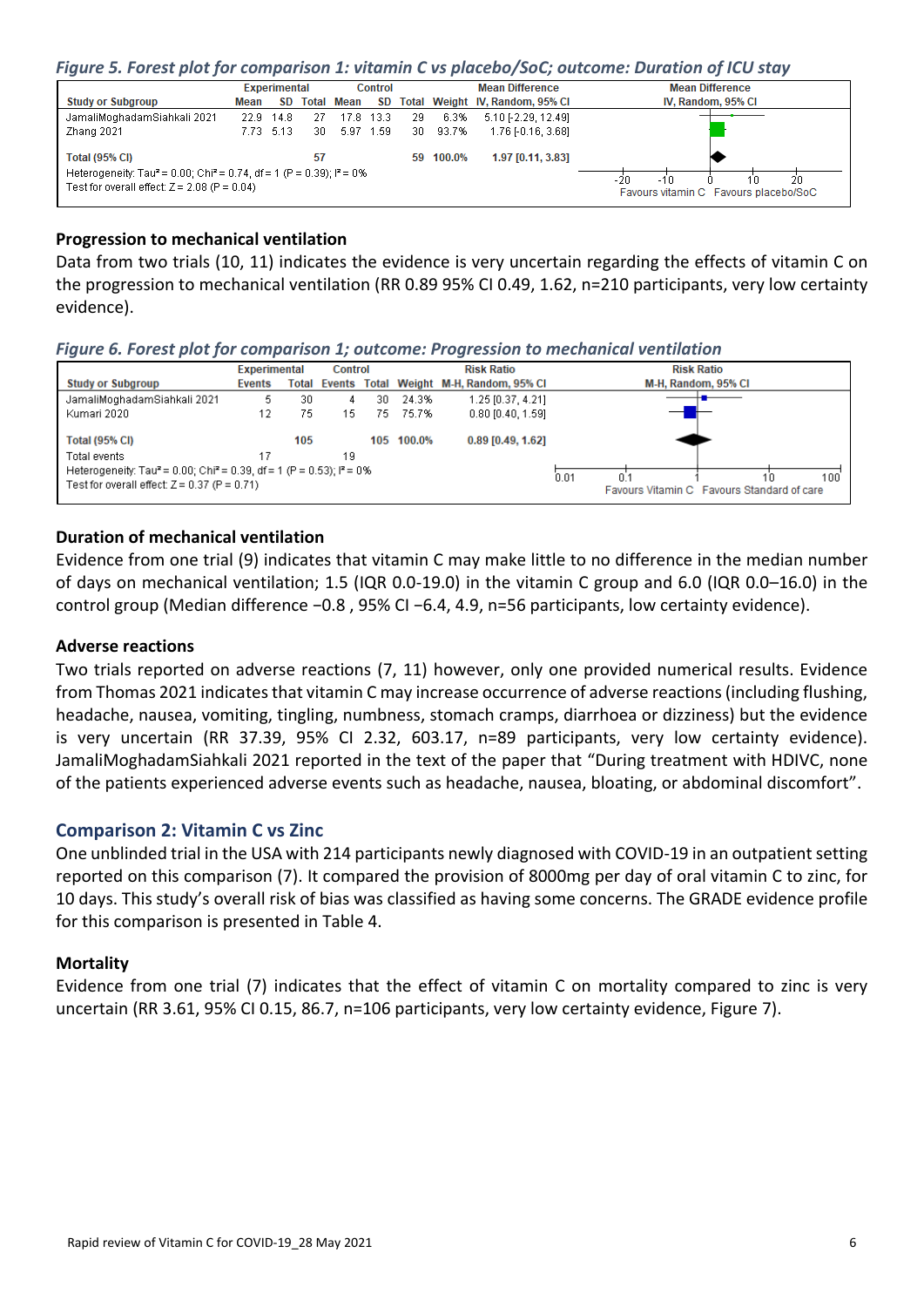*Figure 5. Forest plot for comparison 1: vitamin C vs placebo/SoC; outcome: Duration of ICU stay*

| Study or Subgroup | Experimental Mean | SD | Total | Control Mean | SD | Total | Weight | Mean Difference IV, Random, 95% CI |
|---|---|---|---|---|---|---|---|---|
| JamaliMoghadamSiahkali 2021 | 22.9 | 14.8 | 27 | 17.8 | 13.3 | 29 | 6.3% | 5.10 [-2.29, 12.49] |
| Zhang 2021 | 7.73 | 5.13 | 30 | 5.97 | 1.59 | 30 | 93.7% | 1.76 [-0.16, 3.68] |
| **Total (95% CI)** | | | **57** | | | **59** | **100.0%** | **1.97 [0.11, 3.83]** |

Heterogeneity: Tau² = 0.00; Chi² = 0.74, df = 1 (P = 0.39); I² = 0%
Test for overall effect: Z = 2.08 (P = 0.04)

Favours vitamin C | Favours placebo/SoC

#### Progression to mechanical ventilation

Data from two trials (10, 11) indicates the evidence is very uncertain regarding the effects of vitamin C on the progression to mechanical ventilation (RR 0.89 95% CI 0.49, 1.62, n=210 participants, very low certainty evidence).

*Figure 6. Forest plot for comparison 1; outcome: Progression to mechanical ventilation*

| Study or Subgroup | Experimental Events | Total | Control Events | Total | Weight | Risk Ratio M-H, Random, 95% CI |
|---|---|---|---|---|---|---|
| JamaliMoghadamSiahkali 2021 | 5 | 30 | 4 | 30 | 24.3% | 1.25 [0.37, 4.21] |
| Kumari 2020 | 12 | 75 | 15 | 75 | 75.7% | 0.80 [0.40, 1.59] |
| **Total (95% CI)** | | **105** | | **105** | **100.0%** | **0.89 [0.49, 1.62]** |
| Total events | 17 | | 19 | | | |

Heterogeneity: Tau² = 0.00; Chi² = 0.39, df = 1 (P = 0.53); I² = 0%
Test for overall effect: Z = 0.37 (P = 0.71)

Favours Vitamin C | Favours Standard of care

#### Duration of mechanical ventilation

Evidence from one trial (9) indicates that vitamin C may make little to no difference in the median number of days on mechanical ventilation; 1.5 (IQR 0.0-19.0) in the vitamin C group and 6.0 (IQR 0.0–16.0) in the control group (Median difference −0.8 , 95% CI −6.4, 4.9, n=56 participants, low certainty evidence).

#### Adverse reactions

Two trials reported on adverse reactions (7, 11) however, only one provided numerical results. Evidence from Thomas 2021 indicates that vitamin C may increase occurrence of adverse reactions (including flushing, headache, nausea, vomiting, tingling, numbness, stomach cramps, diarrhoea or dizziness) but the evidence is very uncertain (RR 37.39, 95% CI 2.32, 603.17, n=89 participants, very low certainty evidence). JamaliMoghadamSiahkali 2021 reported in the text of the paper that "During treatment with HDIVC, none of the patients experienced adverse events such as headache, nausea, bloating, or abdominal discomfort".

### Comparison 2: Vitamin C vs Zinc

One unblinded trial in the USA with 214 participants newly diagnosed with COVID-19 in an outpatient setting reported on this comparison (7). It compared the provision of 8000mg per day of oral vitamin C to zinc, for 10 days. This study's overall risk of bias was classified as having some concerns. The GRADE evidence profile for this comparison is presented in Table 4.

#### Mortality

Evidence from one trial (7) indicates that the effect of vitamin C on mortality compared to zinc is very uncertain (RR 3.61, 95% CI 0.15, 86.7, n=106 participants, very low certainty evidence, Figure 7).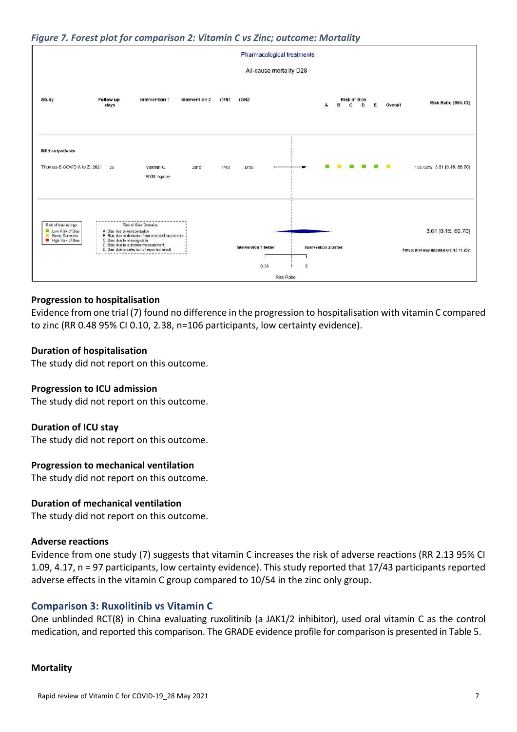*Figure 7. Forest plot for comparison 2: Vitamin C vs Zinc; outcome: Mortality*

Pharmacological treatments

All-cause mortality D28

| Study | Follow up days | Intervention 1 | Intervention 2 | r1/N1 | r2/N2 | Risk of Bias A | B | C | D | E | Overall | Risk Ratio [95% CI] |
|---|---|---|---|---|---|---|---|---|---|---|---|---|
| **Mild outpatients** | | | | | | | | | | | | |
| Thomas S, COVID A to Z, 2021 | 28 | Vitamin C 8000 mg/day | Zinc | 1/48 | 0/58 | Low | Some concerns | Low | Low | Low | Some concerns | 100.00% 3.61 [0.15, 86.70] |
| | | | | | | | | | | | | 3.61 [0.15, 86.70] |

Risk of bias ratings: Low Risk of Bias; Some Concerns; High Risk of Bias

Risk of Bias Domains: A: Bias due to randomization; B: Bias due to deviation from intended intervention; C: Bias due to missing data; D: Bias due to outcome measurement; E: Bias due to selection of reported result

Intervention 1 better — Intervention 2 better

Risk Ratio (0.05, 1, 5)

Forest plot was updated on: 03 11 2021

#### Progression to hospitalisation

Evidence from one trial (7) found no difference in the progression to hospitalisation with vitamin C compared to zinc (RR 0.48 95% CI 0.10, 2.38, n=106 participants, low certainty evidence).

#### Duration of hospitalisation

The study did not report on this outcome.

#### Progression to ICU admission

The study did not report on this outcome.

#### Duration of ICU stay

The study did not report on this outcome.

#### Progression to mechanical ventilation

The study did not report on this outcome.

#### Duration of mechanical ventilation

The study did not report on this outcome.

#### Adverse reactions

Evidence from one study (7) suggests that vitamin C increases the risk of adverse reactions (RR 2.13 95% CI 1.09, 4.17, n = 97 participants, low certainty evidence). This study reported that 17/43 participants reported adverse effects in the vitamin C group compared to 10/54 in the zinc only group.

### Comparison 3: Ruxolitinib vs Vitamin C

One unblinded RCT(8) in China evaluating ruxolitinib (a JAK1/2 inhibitor), used oral vitamin C as the control medication, and reported this comparison. The GRADE evidence profile for comparison is presented in Table 5.

#### Mortality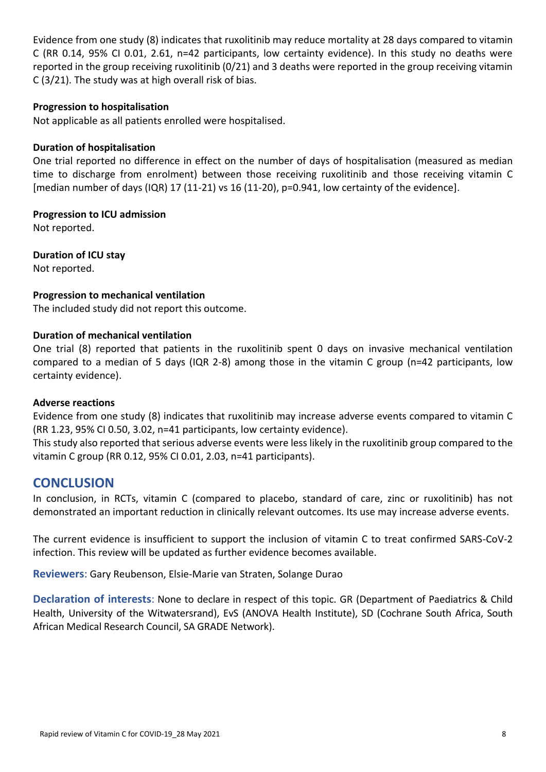Evidence from one study (8) indicates that ruxolitinib may reduce mortality at 28 days compared to vitamin C (RR 0.14, 95% CI 0.01, 2.61, n=42 participants, low certainty evidence). In this study no deaths were reported in the group receiving ruxolitinib (0/21) and 3 deaths were reported in the group receiving vitamin C (3/21). The study was at high overall risk of bias.

**Progression to hospitalisation**

Not applicable as all patients enrolled were hospitalised.

**Duration of hospitalisation**

One trial reported no difference in effect on the number of days of hospitalisation (measured as median time to discharge from enrolment) between those receiving ruxolitinib and those receiving vitamin C [median number of days (IQR) 17 (11-21) vs 16 (11-20), p=0.941, low certainty of the evidence].

**Progression to ICU admission**

Not reported.

**Duration of ICU stay**

Not reported.

**Progression to mechanical ventilation**

The included study did not report this outcome.

**Duration of mechanical ventilation**

One trial (8) reported that patients in the ruxolitinib spent 0 days on invasive mechanical ventilation compared to a median of 5 days (IQR 2-8) among those in the vitamin C group (n=42 participants, low certainty evidence).

**Adverse reactions**

Evidence from one study (8) indicates that ruxolitinib may increase adverse events compared to vitamin C (RR 1.23, 95% CI 0.50, 3.02, n=41 participants, low certainty evidence).
This study also reported that serious adverse events were less likely in the ruxolitinib group compared to the vitamin C group (RR 0.12, 95% CI 0.01, 2.03, n=41 participants).

## CONCLUSION

In conclusion, in RCTs, vitamin C (compared to placebo, standard of care, zinc or ruxolitinib) has not demonstrated an important reduction in clinically relevant outcomes. Its use may increase adverse events.

The current evidence is insufficient to support the inclusion of vitamin C to treat confirmed SARS-CoV-2 infection. This review will be updated as further evidence becomes available.

**Reviewers**: Gary Reubenson, Elsie-Marie van Straten, Solange Durao

**Declaration of interests**: None to declare in respect of this topic. GR (Department of Paediatrics & Child Health, University of the Witwatersrand), EvS (ANOVA Health Institute), SD (Cochrane South Africa, South African Medical Research Council, SA GRADE Network).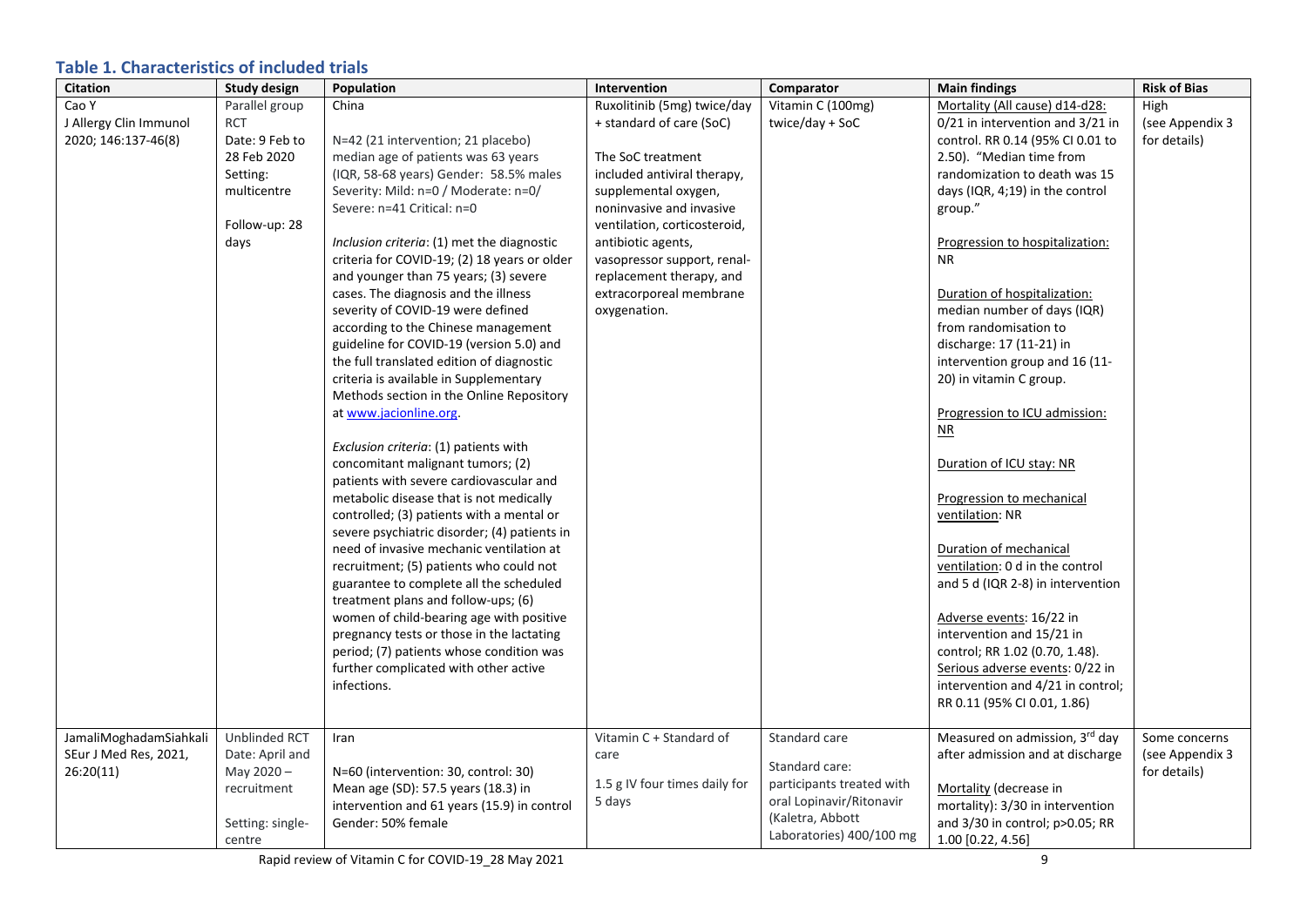### Table 1. Characteristics of included trials

| Citation | Study design | Population | Intervention | Comparator | Main findings | Risk of Bias |
|---|---|---|---|---|---|---|
| Cao Y<br>J Allergy Clin Immunol 2020; 146:137-46(8) | Parallel group RCT<br>Date: 9 Feb to 28 Feb 2020<br>Setting: multicentre<br><br>Follow-up: 28 days | China<br><br>N=42 (21 intervention; 21 placebo)<br>median age of patients was 63 years (IQR, 58-68 years) Gender: 58.5% males<br>Severity: Mild: n=0 / Moderate: n=0/ Severe: n=41 Critical: n=0<br><br>*Inclusion criteria*: (1) met the diagnostic criteria for COVID-19; (2) 18 years or older and younger than 75 years; (3) severe cases. The diagnosis and the illness severity of COVID-19 were defined according to the Chinese management guideline for COVID-19 (version 5.0) and the full translated edition of diagnostic criteria is available in Supplementary Methods section in the Online Repository at www.jacionline.org.<br><br>*Exclusion criteria*: (1) patients with concomitant malignant tumors; (2) patients with severe cardiovascular and metabolic disease that is not medically controlled; (3) patients with a mental or severe psychiatric disorder; (4) patients in need of invasive mechanic ventilation at recruitment; (5) patients who could not guarantee to complete all the scheduled treatment plans and follow-ups; (6) women of child-bearing age with positive pregnancy tests or those in the lactating period; (7) patients whose condition was further complicated with other active infections. | Ruxolitinib (5mg) twice/day + standard of care (SoC)<br><br>The SoC treatment included antiviral therapy, supplemental oxygen, noninvasive and invasive ventilation, corticosteroid, antibiotic agents, vasopressor support, renal-replacement therapy, and extracorporeal membrane oxygenation. | Vitamin C (100mg) twice/day + SoC | Mortality (All cause) d14-d28: 0/21 in intervention and 3/21 in control. RR 0.14 (95% CI 0.01 to 2.50). "Median time from randomization to death was 15 days (IQR, 4;19) in the control group."<br><br>Progression to hospitalization: NR<br><br>Duration of hospitalization: median number of days (IQR) from randomisation to discharge: 17 (11-21) in intervention group and 16 (11-20) in vitamin C group.<br><br>Progression to ICU admission: NR<br><br>Duration of ICU stay: NR<br><br>Progression to mechanical ventilation: NR<br><br>Duration of mechanical ventilation: 0 d in the control and 5 d (IQR 2-8) in intervention<br><br>Adverse events: 16/22 in intervention and 15/21 in control; RR 1.02 (0.70, 1.48).<br>Serious adverse events: 0/22 in intervention and 4/21 in control; RR 0.11 (95% CI 0.01, 1.86) | High (see Appendix 3 for details) |
| JamaliMoghadamSiahkali SEur J Med Res, 2021, 26:20(11) | Unblinded RCT<br>Date: April and May 2020 – recruitment<br><br>Setting: single-centre | Iran<br><br>N=60 (intervention: 30, control: 30)<br>Mean age (SD): 57.5 years (18.3) in intervention and 61 years (15.9) in control<br>Gender: 50% female | Vitamin C + Standard of care<br><br>1.5 g IV four times daily for 5 days | Standard care<br><br>Standard care: participants treated with oral Lopinavir/Ritonavir (Kaletra, Abbott Laboratories) 400/100 mg | Measured on admission, 3rd day after admission and at discharge<br><br>Mortality (decrease in mortality): 3/30 in intervention and 3/30 in control; p>0.05; RR 1.00 [0.22, 4.56] | Some concerns (see Appendix 3 for details) |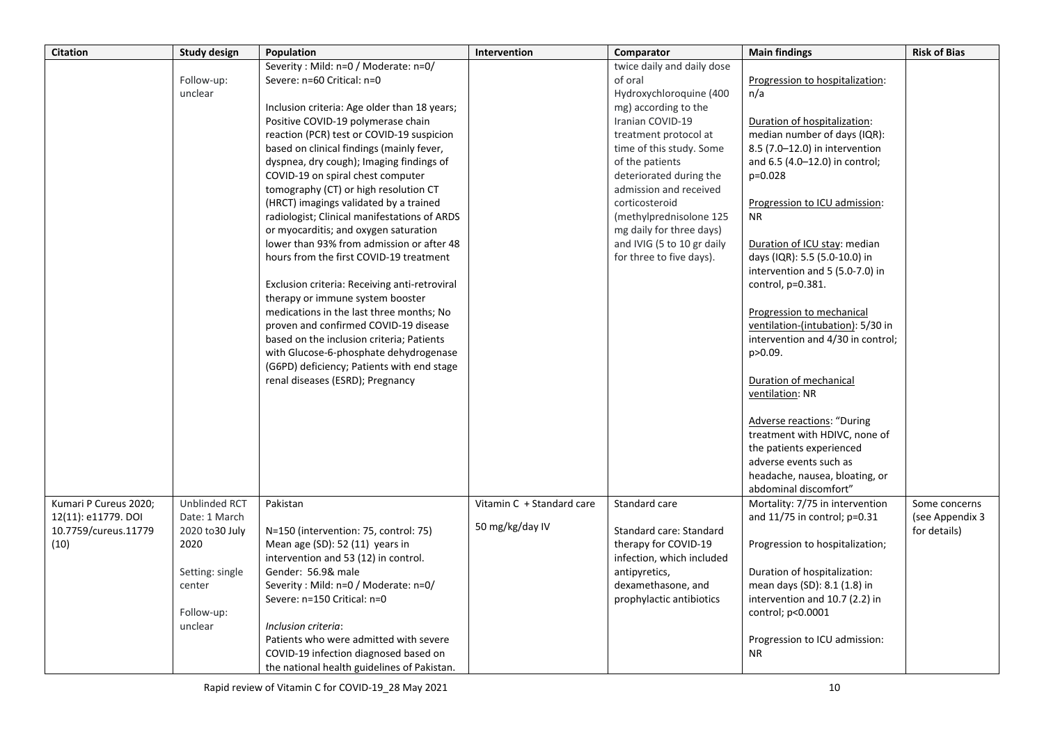| Citation | Study design | Population | Intervention | Comparator | Main findings | Risk of Bias |
|---|---|---|---|---|---|---|
| | Follow-up: unclear | Severity : Mild: n=0 / Moderate: n=0/ Severe: n=60 Critical: n=0<br><br>Inclusion criteria: Age older than 18 years; Positive COVID-19 polymerase chain reaction (PCR) test or COVID-19 suspicion based on clinical findings (mainly fever, dyspnea, dry cough); Imaging findings of COVID-19 on spiral chest computer tomography (CT) or high resolution CT (HRCT) imagings validated by a trained radiologist; Clinical manifestations of ARDS or myocarditis; and oxygen saturation lower than 93% from admission or after 48 hours from the first COVID-19 treatment<br><br>Exclusion criteria: Receiving anti-retroviral therapy or immune system booster medications in the last three months; No proven and confirmed COVID-19 disease based on the inclusion criteria; Patients with Glucose-6-phosphate dehydrogenase (G6PD) deficiency; Patients with end stage renal diseases (ESRD); Pregnancy | | twice daily and daily dose of oral Hydroxychloroquine (400 mg) according to the Iranian COVID-19 treatment protocol at time of this study. Some of the patients deteriorated during the admission and received corticosteroid (methylprednisolone 125 mg daily for three days) and IVIG (5 to 10 gr daily for three to five days). | Progression to hospitalization: n/a<br><br>Duration of hospitalization: median number of days (IQR): 8.5 (7.0–12.0) in intervention and 6.5 (4.0–12.0) in control; p=0.028<br><br>Progression to ICU admission: NR<br><br>Duration of ICU stay: median days (IQR): 5.5 (5.0-10.0) in intervention and 5 (5.0-7.0) in control, p=0.381.<br><br>Progression to mechanical ventilation-(intubation): 5/30 in intervention and 4/30 in control; p>0.09.<br><br>Duration of mechanical ventilation: NR<br><br>Adverse reactions: "During treatment with HDIVC, none of the patients experienced adverse events such as headache, nausea, bloating, or abdominal discomfort" | |
| Kumari P Cureus 2020; 12(11): e11779. DOI 10.7759/cureus.11779 (10) | Unblinded RCT Date: 1 March 2020 to30 July 2020<br><br>Setting: single center<br><br>Follow-up: unclear | Pakistan<br><br>N=150 (intervention: 75, control: 75) Mean age (SD): 52 (11) years in intervention and 53 (12) in control. Gender: 56.9& male Severity : Mild: n=0 / Moderate: n=0/ Severe: n=150 Critical: n=0<br><br>*Inclusion criteria*: Patients who were admitted with severe COVID-19 infection diagnosed based on the national health guidelines of Pakistan. | Vitamin C + Standard care<br><br>50 mg/kg/day IV | Standard care<br><br>Standard care: Standard therapy for COVID-19 infection, which included antipyretics, dexamethasone, and prophylactic antibiotics | Mortality: 7/75 in intervention and 11/75 in control; p=0.31<br><br>Progression to hospitalization;<br><br>Duration of hospitalization: mean days (SD): 8.1 (1.8) in intervention and 10.7 (2.2) in control; p<0.0001<br><br>Progression to ICU admission: NR | Some concerns (see Appendix 3 for details) |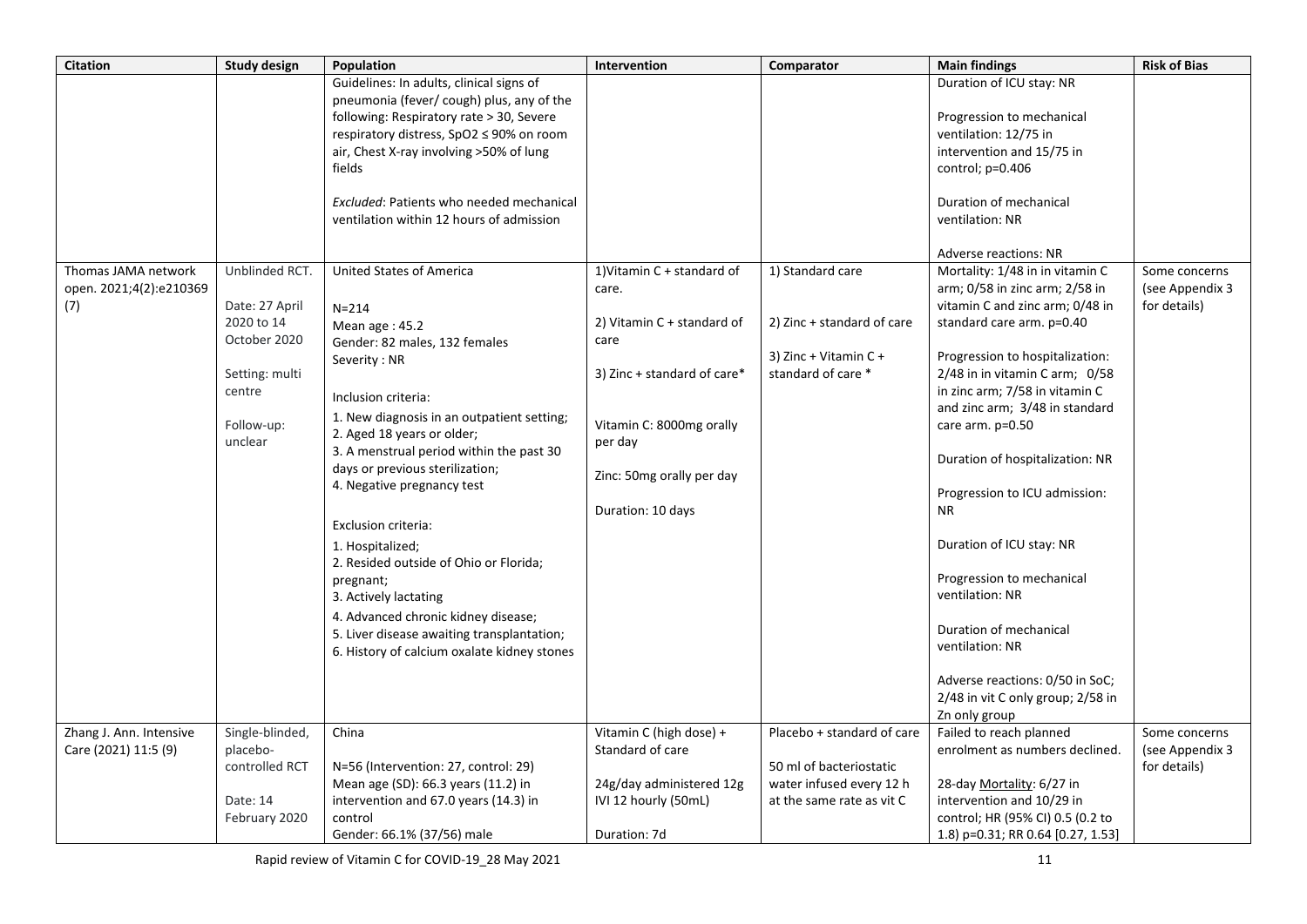| Citation | Study design | Population | Intervention | Comparator | Main findings | Risk of Bias |
|---|---|---|---|---|---|---|
| | | Guidelines: In adults, clinical signs of pneumonia (fever/ cough) plus, any of the following: Respiratory rate > 30, Severe respiratory distress, SpO2 ≤ 90% on room air, Chest X-ray involving >50% of lung fields<br><br>*Excluded*: Patients who needed mechanical ventilation within 12 hours of admission | | | Duration of ICU stay: NR<br><br>Progression to mechanical ventilation: 12/75 in intervention and 15/75 in control; p=0.406<br><br>Duration of mechanical ventilation: NR<br><br>Adverse reactions: NR | |
| Thomas JAMA network open. 2021;4(2):e210369 (7) | Unblinded RCT.<br><br>Date: 27 April 2020 to 14 October 2020<br><br>Setting: multi centre<br><br>Follow-up: unclear | United States of America<br><br>N=214<br>Mean age : 45.2<br>Gender: 82 males, 132 females<br>Severity : NR<br><br>Inclusion criteria:<br>1. New diagnosis in an outpatient setting;<br>2. Aged 18 years or older;<br>3. A menstrual period within the past 30 days or previous sterilization;<br>4. Negative pregnancy test<br><br>Exclusion criteria:<br>1. Hospitalized;<br>2. Resided outside of Ohio or Florida; pregnant;<br>3. Actively lactating<br>4. Advanced chronic kidney disease;<br>5. Liver disease awaiting transplantation;<br>6. History of calcium oxalate kidney stones | 1)Vitamin C + standard of care.<br><br>2) Vitamin C + standard of care<br><br>3) Zinc + standard of care*<br><br>Vitamin C: 8000mg orally per day<br><br>Zinc: 50mg orally per day<br><br>Duration: 10 days | 1) Standard care<br><br>2) Zinc + standard of care<br><br>3) Zinc + Vitamin C + standard of care * | Mortality: 1/48 in in vitamin C arm; 0/58 in zinc arm; 2/58 in vitamin C and zinc arm; 0/48 in standard care arm. p=0.40<br><br>Progression to hospitalization: 2/48 in in vitamin C arm; 0/58 in zinc arm; 7/58 in vitamin C and zinc arm; 3/48 in standard care arm. p=0.50<br><br>Duration of hospitalization: NR<br><br>Progression to ICU admission: NR<br><br>Duration of ICU stay: NR<br><br>Progression to mechanical ventilation: NR<br><br>Duration of mechanical ventilation: NR<br><br>Adverse reactions: 0/50 in SoC; 2/48 in vit C only group; 2/58 in Zn only group | Some concerns (see Appendix 3 for details) |
| Zhang J. Ann. Intensive Care (2021) 11:5 (9) | Single-blinded, placebo-controlled RCT<br><br>Date: 14 February 2020 | China<br><br>N=56 (Intervention: 27, control: 29)<br>Mean age (SD): 66.3 years (11.2) in intervention and 67.0 years (14.3) in control<br>Gender: 66.1% (37/56) male | Vitamin C (high dose) + Standard of care<br><br>24g/day administered 12g IVI 12 hourly (50mL)<br><br>Duration: 7d | Placebo + standard of care<br><br>50 ml of bacteriostatic water infused every 12 h at the same rate as vit C | Failed to reach planned enrolment as numbers declined.<br><br>28-day Mortality: 6/27 in intervention and 10/29 in control; HR (95% CI) 0.5 (0.2 to 1.8) p=0.31; RR 0.64 [0.27, 1.53] | Some concerns (see Appendix 3 for details) |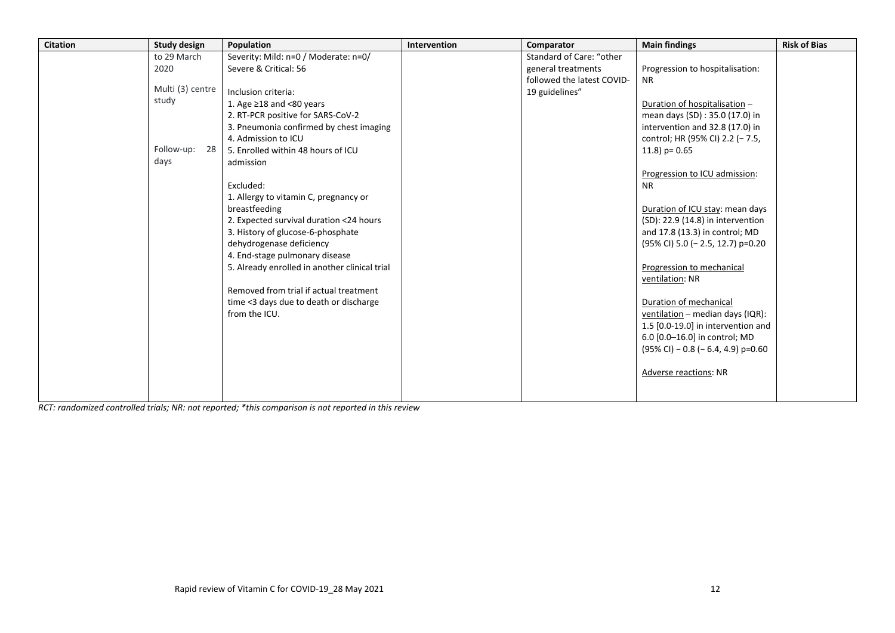| Citation | Study design | Population | Intervention | Comparator | Main findings | Risk of Bias |
|---|---|---|---|---|---|---|
| | to 29 March 2020<br><br>Multi (3) centre study<br><br>Follow-up: 28 days | Severity: Mild: n=0 / Moderate: n=0/ Severe & Critical: 56<br><br>Inclusion criteria:<br>1. Age ≥18 and <80 years<br>2. RT-PCR positive for SARS-CoV-2<br>3. Pneumonia confirmed by chest imaging<br>4. Admission to ICU<br>5. Enrolled within 48 hours of ICU admission<br><br>Excluded:<br>1. Allergy to vitamin C, pregnancy or breastfeeding<br>2. Expected survival duration <24 hours<br>3. History of glucose-6-phosphate dehydrogenase deficiency<br>4. End-stage pulmonary disease<br>5. Already enrolled in another clinical trial<br><br>Removed from trial if actual treatment time <3 days due to death or discharge from the ICU. | | Standard of Care: "other general treatments followed the latest COVID-19 guidelines" | Progression to hospitalisation: NR<br><br>Duration of hospitalisation – mean days (SD) : 35.0 (17.0) in intervention and 32.8 (17.0) in control; HR (95% CI) 2.2 (− 7.5, 11.8) p= 0.65<br><br>Progression to ICU admission: NR<br><br>Duration of ICU stay: mean days (SD): 22.9 (14.8) in intervention and 17.8 (13.3) in control; MD (95% CI) 5.0 (− 2.5, 12.7) p=0.20<br><br>Progression to mechanical ventilation: NR<br><br>Duration of mechanical ventilation – median days (IQR): 1.5 [0.0-19.0] in intervention and 6.0 [0.0–16.0] in control; MD (95% CI) − 0.8 (− 6.4, 4.9) p=0.60<br><br>Adverse reactions: NR | |

*RCT: randomized controlled trials; NR: not reported; *this comparison is not reported in this review*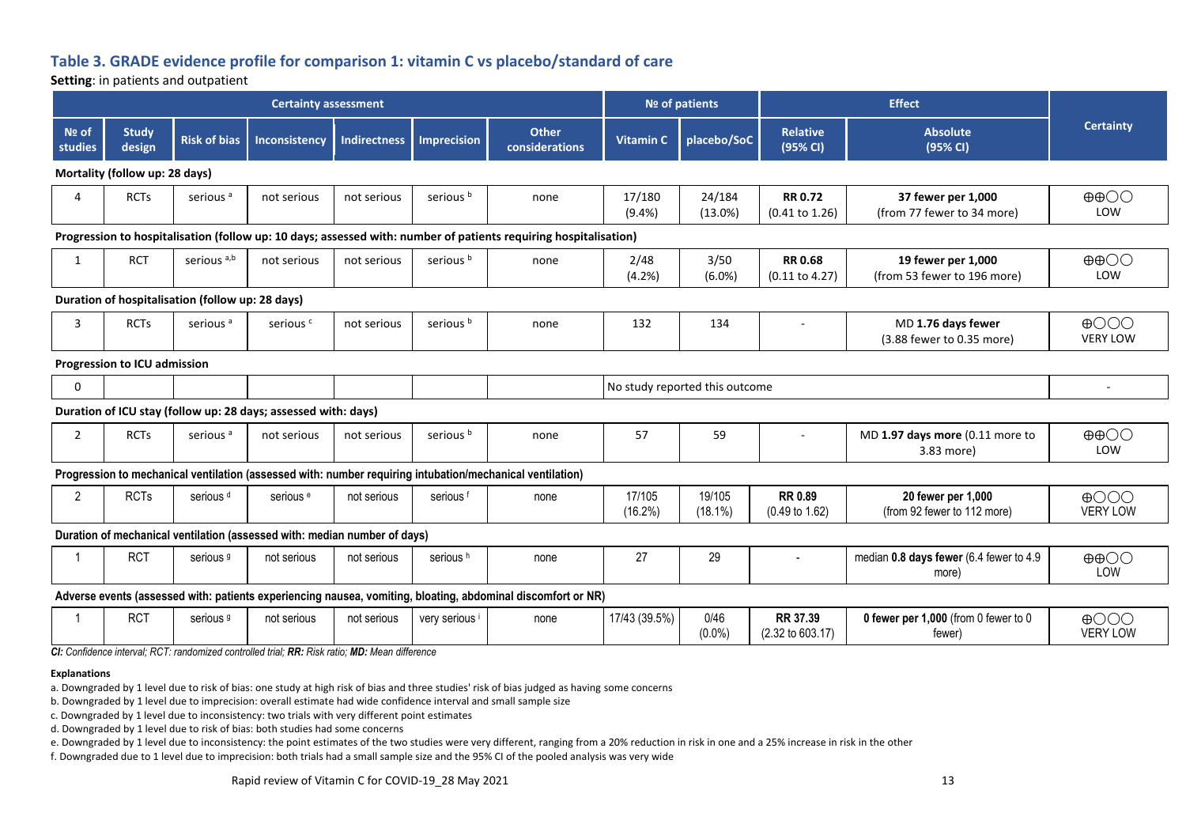## Table 3. GRADE evidence profile for comparison 1: vitamin C vs placebo/standard of care

**Setting**: in patients and outpatient

| Certainty assessment | | | | | | | № of patients | | Effect | | Certainty |
|---|---|---|---|---|---|---|---|---|---|---|---|
| № of studies | Study design | Risk of bias | Inconsistency | Indirectness | Imprecision | Other considerations | Vitamin C | placebo/SoC | Relative (95% CI) | Absolute (95% CI) | |
| **Mortality (follow up: 28 days)** | | | | | | | | | | | |
| 4 | RCTs | serious [a] | not serious | not serious | serious [b] | none | 17/180 (9.4%) | 24/184 (13.0%) | **RR 0.72** (0.41 to 1.26) | **37 fewer per 1,000** (from 77 fewer to 34 more) | ⊕⊕◯◯ LOW |
| **Progression to hospitalisation (follow up: 10 days; assessed with: number of patients requiring hospitalisation)** | | | | | | | | | | | |
| 1 | RCT | serious [a,b] | not serious | not serious | serious [b] | none | 2/48 (4.2%) | 3/50 (6.0%) | **RR 0.68** (0.11 to 4.27) | **19 fewer per 1,000** (from 53 fewer to 196 more) | ⊕⊕◯◯ LOW |
| **Duration of hospitalisation (follow up: 28 days)** | | | | | | | | | | | |
| 3 | RCTs | serious [a] | serious [c] | not serious | serious [b] | none | 132 | 134 | - | MD **1.76 days fewer** (3.88 fewer to 0.35 more) | ⊕◯◯◯ VERY LOW |
| **Progression to ICU admission** | | | | | | | | | | | |
| 0 | | | | | | | No study reported this outcome | | | | - |
| **Duration of ICU stay (follow up: 28 days; assessed with: days)** | | | | | | | | | | | |
| 2 | RCTs | serious [a] | not serious | not serious | serious [b] | none | 57 | 59 | - | MD **1.97 days more** (0.11 more to 3.83 more) | ⊕⊕◯◯ LOW |
| **Progression to mechanical ventilation (assessed with: number requiring intubation/mechanical ventilation)** | | | | | | | | | | | |
| 2 | RCTs | serious [d] | serious [e] | not serious | serious [f] | none | 17/105 (16.2%) | 19/105 (18.1%) | **RR 0.89** (0.49 to 1.62) | **20 fewer per 1,000** (from 92 fewer to 112 more) | ⊕◯◯◯ VERY LOW |
| **Duration of mechanical ventilation (assessed with: median number of days)** | | | | | | | | | | | |
| 1 | RCT | serious [g] | not serious | not serious | serious [h] | none | 27 | 29 | - | median **0.8 days fewer** (6.4 fewer to 4.9 more) | ⊕⊕◯◯ LOW |
| **Adverse events (assessed with: patients experiencing nausea, vomiting, bloating, abdominal discomfort or ND)** | | | | | | | | | | | |
| 1 | RCT | serious [g] | not serious | not serious | very serious [i] | none | 17/43 (39.5%) | 0/46 (0.0%) | **RR 37.39** (2.32 to 603.17) | **0 fewer per 1,000** (from 0 fewer to 0 fewer) | ⊕◯◯◯ VERY LOW |

***CI:*** *Confidence interval;* ***RCT:*** *randomized controlled trial;* ***RR:*** *Risk ratio;* ***MD:*** *Mean difference*

**Explanations**

a. Downgraded by 1 level due to risk of bias: one study at high risk of bias and three studies' risk of bias judged as having some concerns

b. Downgraded by 1 level due to imprecision: overall estimate had wide confidence interval and small sample size

c. Downgraded by 1 level due to inconsistency: two trials with very different point estimates

d. Downgraded by 1 level due to risk of bias: both studies had some concerns

e. Downgraded by 1 level due to inconsistency: the point estimates of the two studies were very different, ranging from a 20% reduction in risk in one and a 25% increase in risk in the other

f. Downgraded due to 1 level due to imprecision: both trials had a small sample size and the 95% CI of the pooled analysis was very wide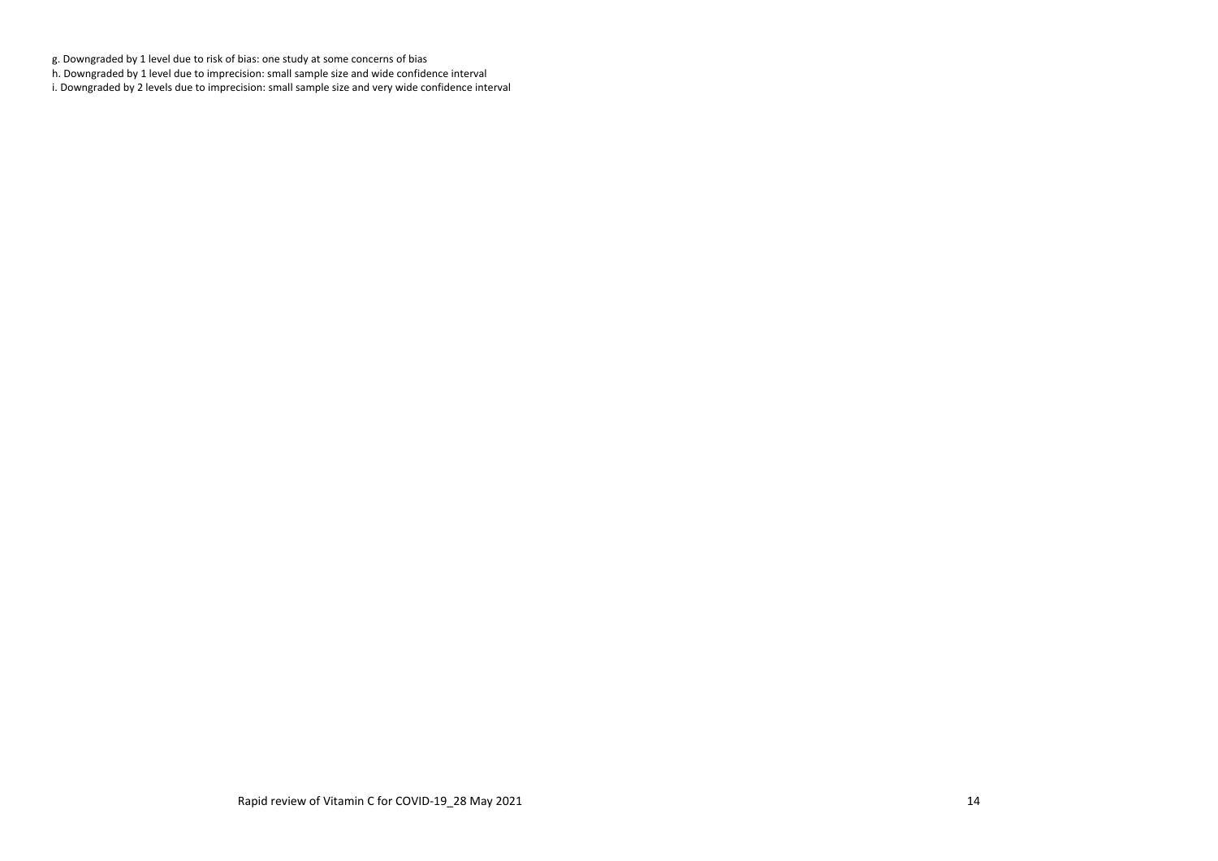g. Downgraded by 1 level due to risk of bias: one study at some concerns of bias
h. Downgraded by 1 level due to imprecision: small sample size and wide confidence interval
i. Downgraded by 2 levels due to imprecision: small sample size and very wide confidence interval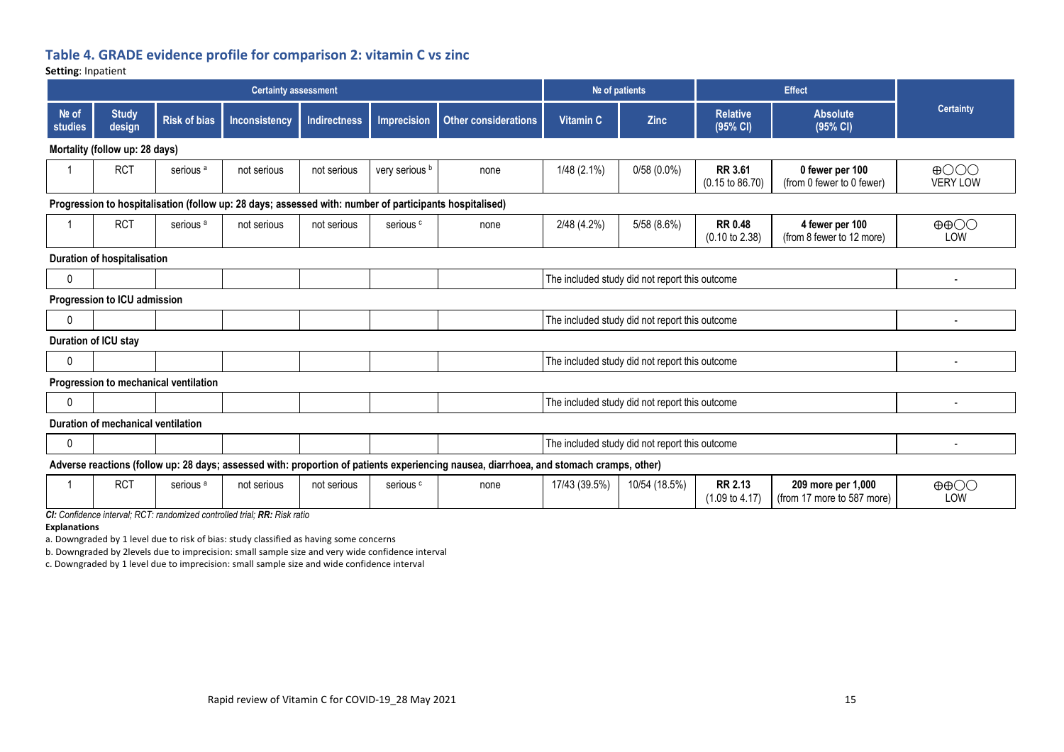## Table 4. GRADE evidence profile for comparison 2: vitamin C vs zinc

**Setting**: Inpatient

| Certainty assessment | | | | | | | № of patients | | Effect | | Certainty |
|---|---|---|---|---|---|---|---|---|---|---|---|
| № of studies | Study design | Risk of bias | Inconsistency | Indirectness | Imprecision | Other considerations | Vitamin C | Zinc | Relative (95% CI) | Absolute (95% CI) | |
| **Mortality (follow up: 28 days)** | | | | | | | | | | | |
| 1 | RCT | serious [a] | not serious | not serious | very serious [b] | none | 1/48 (2.1%) | 0/58 (0.0%) | **RR 3.61** (0.15 to 86.70) | **0 fewer per 100** (from 0 fewer to 0 fewer) | ⨁◯◯◯ VERY LOW |
| **Progression to hospitalisation (follow up: 28 days; assessed with: number of participants hospitalised)** | | | | | | | | | | | |
| 1 | RCT | serious [a] | not serious | not serious | serious [c] | none | 2/48 (4.2%) | 5/58 (8.6%) | **RR 0.48** (0.10 to 2.38) | **4 fewer per 100** (from 8 fewer to 12 more) | ⨁⨁◯◯ LOW |
| **Duration of hospitalisation** | | | | | | | | | | | |
| 0 | | | | | | | The included study did not report this outcome | | | | - |
| **Progression to ICU admission** | | | | | | | | | | | |
| 0 | | | | | | | The included study did not report this outcome | | | | - |
| **Duration of ICU stay** | | | | | | | | | | | |
| 0 | | | | | | | The included study did not report this outcome | | | | - |
| **Progression to mechanical ventilation** | | | | | | | | | | | |
| 0 | | | | | | | The included study did not report this outcome | | | | - |
| **Duration of mechanical ventilation** | | | | | | | | | | | |
| 0 | | | | | | | The included study did not report this outcome | | | | - |
| **Adverse reactions (follow up: 28 days; assessed with: proportion of patients experiencing nausea, diarrhoea, and stomach cramps, other)** | | | | | | | | | | | |
| 1 | RCT | serious [a] | not serious | not serious | serious [c] | none | 17/43 (39.5%) | 10/54 (18.5%) | **RR 2.13** (1.09 to 4.17) | **209 more per 1,000** (from 17 more to 587 more) | ⨁⨁◯◯ LOW |

***CI:*** *Confidence interval;* ***RCT:*** *randomized controlled trial;* ***RR:*** *Risk ratio*

**Explanations**

a. Downgraded by 1 level due to risk of bias: study classified as having some concerns

b. Downgraded by 2levels due to imprecision: small sample size and very wide confidence interval

c. Downgraded by 1 level due to imprecision: small sample size and wide confidence interval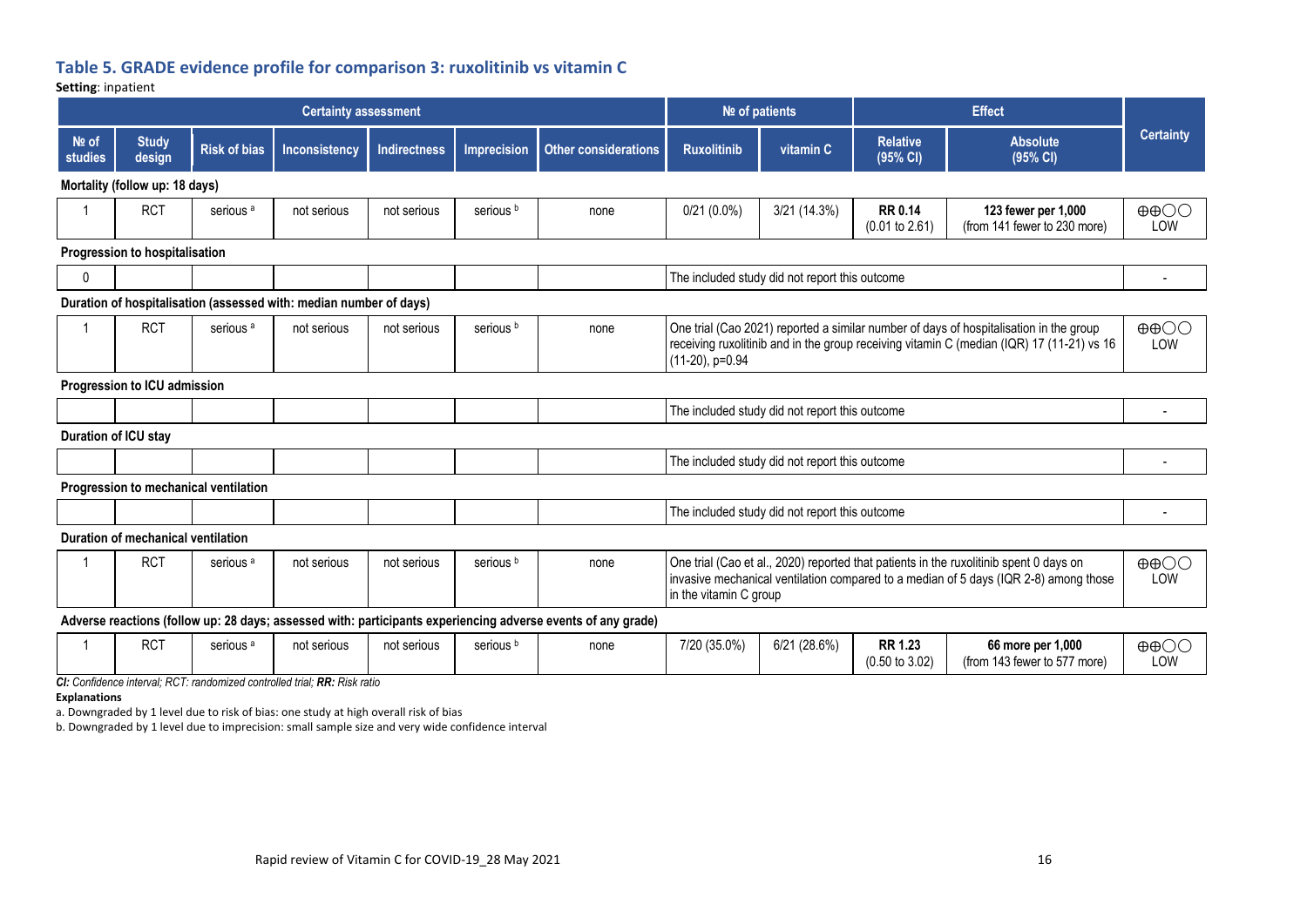### Table 5. GRADE evidence profile for comparison 3: ruxolitinib vs vitamin C

**Setting**: inpatient

| Certainty assessment | | | | | | | № of patients | | Effect | | Certainty |
|---|---|---|---|---|---|---|---|---|---|---|---|
| № of studies | Study design | Risk of bias | Inconsistency | Indirectness | Imprecision | Other considerations | Ruxolitinib | vitamin C | Relative (95% CI) | Absolute (95% CI) | |
| **Mortality (follow up: 18 days)** | | | | | | | | | | | |
| 1 | RCT | serious [a] | not serious | not serious | serious [b] | none | 0/21 (0.0%) | 3/21 (14.3%) | **RR 0.14** (0.01 to 2.61) | **123 fewer per 1,000** (from 141 fewer to 230 more) | ⊕⊕◯◯ LOW |
| **Progression to hospitalisation** | | | | | | | | | | | |
| 0 | | | | | | | The included study did not report this outcome | | | | - |
| **Duration of hospitalisation (assessed with: median number of days)** | | | | | | | | | | | |
| 1 | RCT | serious [a] | not serious | not serious | serious [b] | none | One trial (Cao 2021) reported a similar number of days of hospitalisation in the group receiving ruxolitinib and in the group receiving vitamin C (median (IQR) 17 (11-21) vs 16 (11-20), p=0.94 | | | | ⊕⊕◯◯ LOW |
| **Progression to ICU admission** | | | | | | | | | | | |
| | | | | | | | The included study did not report this outcome | | | | - |
| **Duration of ICU stay** | | | | | | | | | | | |
| | | | | | | | The included study did not report this outcome | | | | - |
| **Progression to mechanical ventilation** | | | | | | | | | | | |
| | | | | | | | The included study did not report this outcome | | | | - |
| **Duration of mechanical ventilation** | | | | | | | | | | | |
| 1 | RCT | serious [a] | not serious | not serious | serious [b] | none | One trial (Cao et al., 2020) reported that patients in the ruxolitinib spent 0 days on invasive mechanical ventilation compared to a median of 5 days (IQR 2-8) among those in the vitamin C group | | | | ⊕⊕◯◯ LOW |
| **Adverse reactions (follow up: 28 days; assessed with: participants experiencing adverse events of any grade)** | | | | | | | | | | | |
| 1 | RCT | serious [a] | not serious | not serious | serious [b] | none | 7/20 (35.0%) | 6/21 (28.6%) | **RR 1.23** (0.50 to 3.02) | **66 more per 1,000** (from 143 fewer to 577 more) | ⊕⊕◯◯ LOW |

*CI: Confidence interval; RCT: randomized controlled trial; RR: Risk ratio*

**Explanations**

a. Downgraded by 1 level due to risk of bias: one study at high overall risk of bias

b. Downgraded by 1 level due to imprecision: small sample size and very wide confidence interval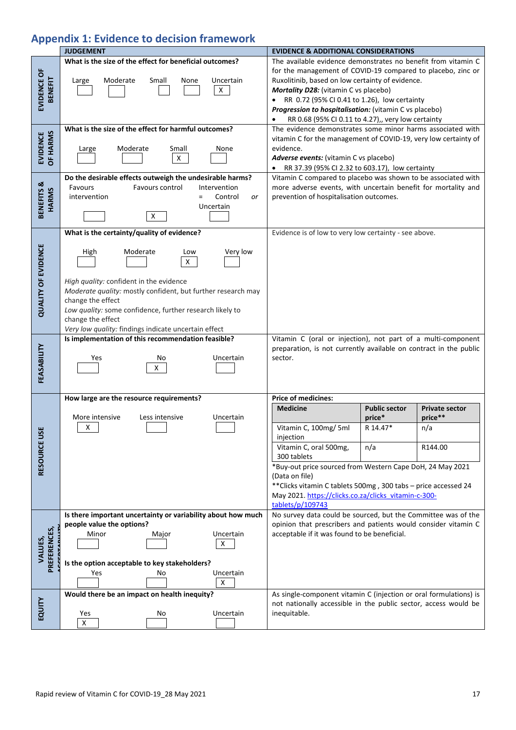## Appendix 1: Evidence to decision framework

| | JUDGEMENT | EVIDENCE & ADDITIONAL CONSIDERATIONS |
|---|---|---|
| EVIDENCE OF BENEFIT | **What is the size of the effect for beneficial outcomes?**<br>Large [ ] Moderate [ ] Small [ ] None [ ] Uncertain [X] | The available evidence demonstrates no benefit from vitamin C for the management of COVID-19 compared to placebo, zinc or Ruxolitinib, based on low certainty of evidence.<br>***Mortality D28:*** (vitamin C vs placebo)<br>• RR 0.72 (95% CI 0.41 to 1.26), low certainty<br>***Progression to hospitalisation:*** (vitamin C vs placebo)<br>• RR 0.68 (95% CI 0.11 to 4.27),, very low certainty |
| EVIDENCE OF HARMS | **What is the size of the effect for harmful outcomes?**<br>Large [ ] Moderate [ ] Small [X] None [ ] | The evidence demonstrates some minor harms associated with vitamin C for the management of COVID-19, very low certainty of evidence.<br>***Adverse events:*** (vitamin C vs placebo)<br>• RR 37.39 (95% CI 2.32 to 603.17), low certainty |
| BENEFITS & HARMS | **Do the desirable effects outweigh the undesirable harms?**<br>Favours intervention [ ] Favours control [X] Intervention = Control *or* Uncertain [ ] | Vitamin C compared to placebo was shown to be associated with more adverse events, with uncertain benefit for mortality and prevention of hospitalisation outcomes. |
| QUALITY OF EVIDENCE | **What is the certainty/quality of evidence?**<br>High [ ] Moderate [ ] Low [X] Very low [ ]<br><br>*High quality:* confident in the evidence<br>*Moderate quality:* mostly confident, but further research may change the effect<br>*Low quality:* some confidence, further research likely to change the effect<br>*Very low quality:* findings indicate uncertain effect | Evidence is of low to very low certainty - see above. |
| FEASABILITY | **Is implementation of this recommendation feasible?**<br>Yes [ ] No [X] Uncertain [ ] | Vitamin C (oral or injection), not part of a multi-component preparation, is not currently available on contract in the public sector. |
| RESOURCE USE | **How large are the resource requirements?**<br>More intensive [X] Less intensive [ ] Uncertain [ ] | **Price of medicines:**<br>**Medicine** / **Public sector price\*** / **Private sector price\*\***<br>Vitamin C, 100mg/ 5ml injection / R 14.47\* / n/a<br>Vitamin C, oral 500mg, 300 tablets / n/a / R144.00<br>\*Buy-out price sourced from Western Cape DoH, 24 May 2021 (Data on file)<br>\*\*Clicks vitamin C tablets 500mg , 300 tabs – price accessed 24 May 2021. [https://clicks.co.za/clicks_vitamin-c-300-tablets/p/109743](https://clicks.co.za/clicks_vitamin-c-300-tablets/p/109743) |
| VALUES, PREFERENCES, ACCEPTABILITY | **Is there important uncertainty or variability about how much people value the options?**<br>Minor [ ] Major [ ] Uncertain [X]<br><br>**Is the option acceptable to key stakeholders?**<br>Yes [ ] No [ ] Uncertain [X] | No survey data could be sourced, but the Committee was of the opinion that prescribers and patients would consider vitamin C acceptable if it was found to be beneficial. |
| EQUITY | **Would there be an impact on health inequity?**<br>Yes [X] No [ ] Uncertain [ ] | As single-component vitamin C (injection or oral formulations) is not nationally accessible in the public sector, access would be inequitable. |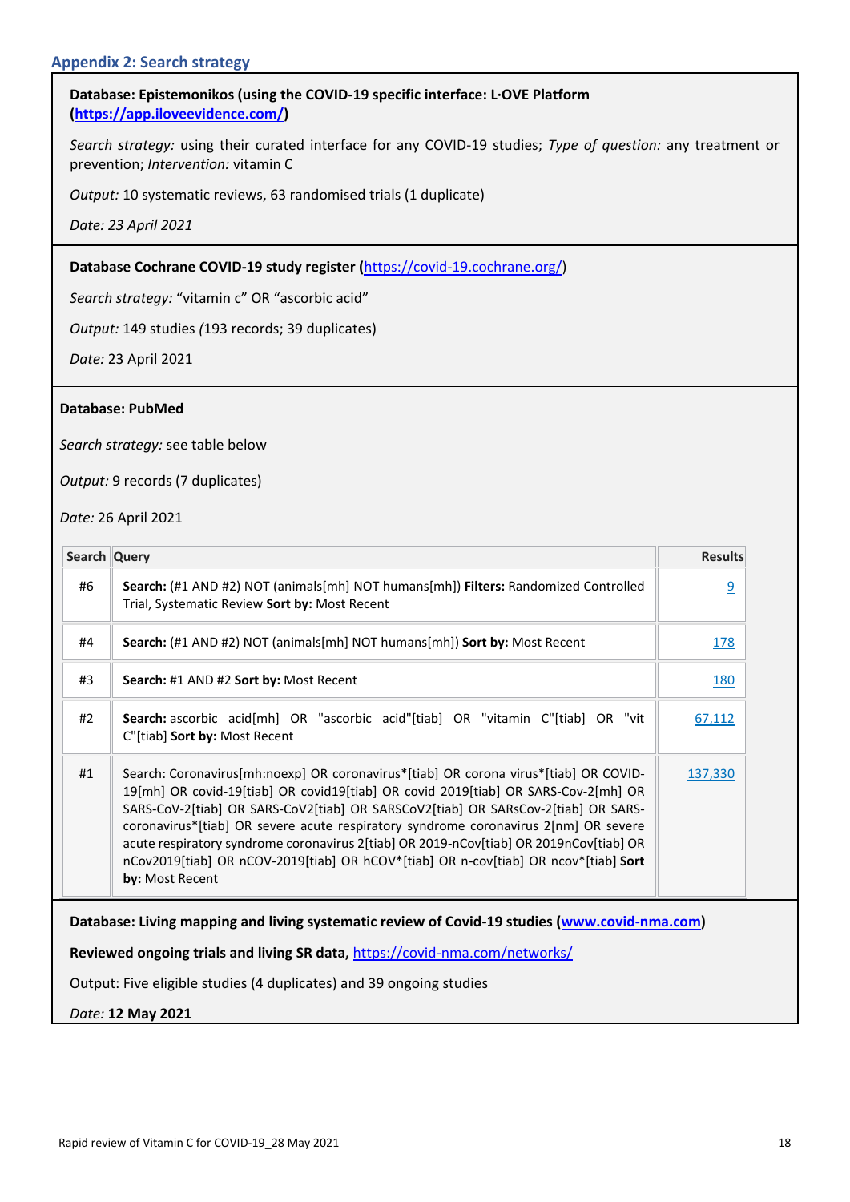## Appendix 2: Search strategy

**Database: Epistemonikos (using the COVID-19 specific interface: L·OVE Platform (https://app.iloveevidence.com/))**

*Search strategy:* using their curated interface for any COVID-19 studies; *Type of question:* any treatment or prevention; *Intervention:* vitamin C

*Output:* 10 systematic reviews, 63 randomised trials (1 duplicate)

*Date: 23 April 2021*

**Database Cochrane COVID-19 study register (https://covid-19.cochrane.org/)**

*Search strategy:* "vitamin c" OR "ascorbic acid"

*Output:* 149 studies *(*193 records; 39 duplicates)

*Date:* 23 April 2021

**Database: PubMed**

*Search strategy:* see table below

*Output:* 9 records (7 duplicates)

*Date:* 26 April 2021

| Search | Query | Results |
|---|---|---|
| #6 | **Search:** (#1 AND #2) NOT (animals[mh] NOT humans[mh]) **Filters:** Randomized Controlled Trial, Systematic Review **Sort by:** Most Recent | 9 |
| #4 | **Search:** (#1 AND #2) NOT (animals[mh] NOT humans[mh]) **Sort by:** Most Recent | 178 |
| #3 | **Search:** #1 AND #2 **Sort by:** Most Recent | 180 |
| #2 | **Search:** ascorbic acid[mh] OR "ascorbic acid"[tiab] OR "vitamin C"[tiab] OR "vit C"[tiab] **Sort by:** Most Recent | 67,112 |
| #1 | Search: Coronavirus[mh:noexp] OR coronavirus*[tiab] OR corona virus*[tiab] OR COVID-19[mh] OR covid-19[tiab] OR covid19[tiab] OR covid 2019[tiab] OR SARS-Cov-2[mh] OR SARS-CoV-2[tiab] OR SARS-CoV2[tiab] OR SARSCoV2[tiab] OR SARsCov-2[tiab] OR SARS-coronavirus*[tiab] OR severe acute respiratory syndrome coronavirus 2[nm] OR severe acute respiratory syndrome coronavirus 2[tiab] OR 2019-nCov[tiab] OR 2019nCov[tiab] OR nCov2019[tiab] OR nCOV-2019[tiab] OR hCOV*[tiab] OR n-cov[tiab] OR ncov*[tiab] **Sort by:** Most Recent | 137,330 |

**Database: Living mapping and living systematic review of Covid-19 studies (www.covid-nma.com)**

**Reviewed ongoing trials and living SR data,** https://covid-nma.com/networks/

Output: Five eligible studies (4 duplicates) and 39 ongoing studies

*Date:* **12 May 2021**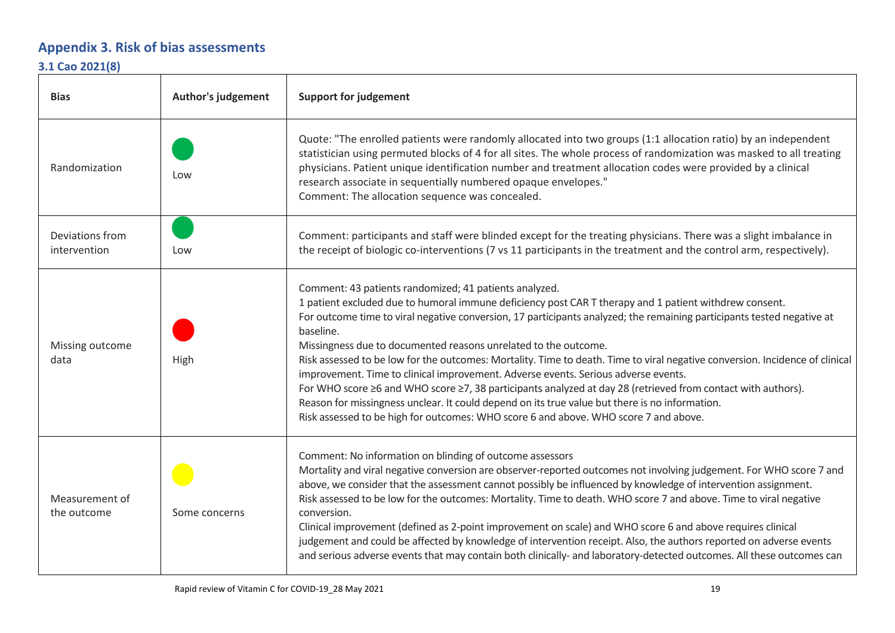## Appendix 3. Risk of bias assessments

### 3.1 Cao 2021(8)

| Bias | Author's judgement | Support for judgement |
|---|---|---|
| Randomization | Low | Quote: "The enrolled patients were randomly allocated into two groups (1:1 allocation ratio) by an independent statistician using permuted blocks of 4 for all sites. The whole process of randomization was masked to all treating physicians. Patient unique identification number and treatment allocation codes were provided by a clinical research associate in sequentially numbered opaque envelopes."<br>Comment: The allocation sequence was concealed. |
| Deviations from intervention | Low | Comment: participants and staff were blinded except for the treating physicians. There was a slight imbalance in the receipt of biologic co-interventions (7 vs 11 participants in the treatment and the control arm, respectively). |
| Missing outcome data | High | Comment: 43 patients randomized; 41 patients analyzed.<br>1 patient excluded due to humoral immune deficiency post CAR T therapy and 1 patient withdrew consent.<br>For outcome time to viral negative conversion, 17 participants analyzed; the remaining participants tested negative at baseline.<br>Missingness due to documented reasons unrelated to the outcome.<br>Risk assessed to be low for the outcomes: Mortality. Time to death. Time to viral negative conversion. Incidence of clinical improvement. Time to clinical improvement. Adverse events. Serious adverse events.<br>For WHO score ≥6 and WHO score ≥7, 38 participants analyzed at day 28 (retrieved from contact with authors).<br>Reason for missingness unclear. It could depend on its true value but there is no information.<br>Risk assessed to be high for outcomes: WHO score 6 and above. WHO score 7 and above. |
| Measurement of the outcome | Some concerns | Comment: No information on blinding of outcome assessors<br>Mortality and viral negative conversion are observer-reported outcomes not involving judgement. For WHO score 7 and above, we consider that the assessment cannot possibly be influenced by knowledge of intervention assignment.<br>Risk assessed to be low for the outcomes: Mortality. Time to death. WHO score 7 and above. Time to viral negative conversion.<br>Clinical improvement (defined as 2-point improvement on scale) and WHO score 6 and above requires clinical judgement and could be affected by knowledge of intervention receipt. Also, the authors reported on adverse events and serious adverse events that may contain both clinically- and laboratory-detected outcomes. All these outcomes can |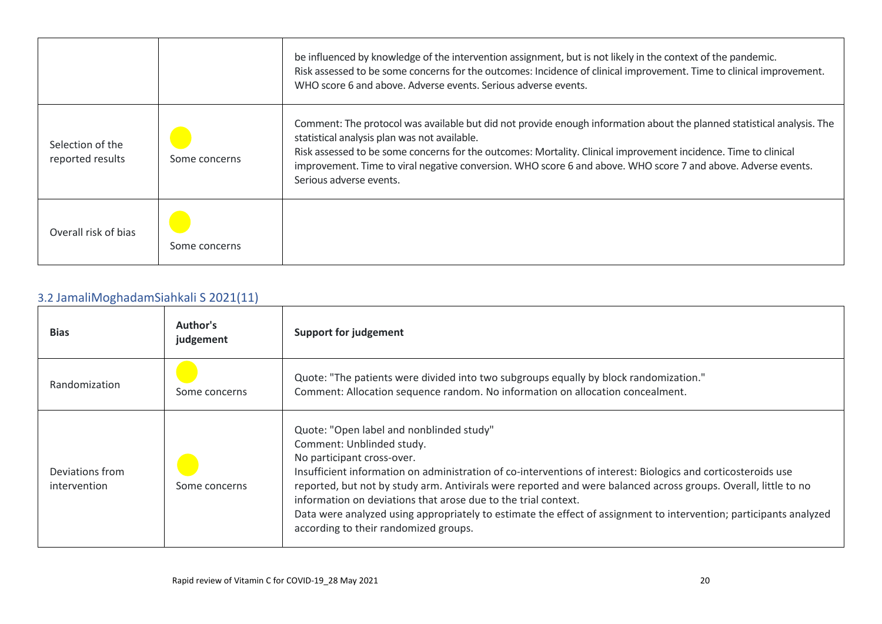| | | |
|---|---|---|
| | | be influenced by knowledge of the intervention assignment, but is not likely in the context of the pandemic. Risk assessed to be some concerns for the outcomes: Incidence of clinical improvement. Time to clinical improvement. WHO score 6 and above. Adverse events. Serious adverse events. |
| Selection of the reported results | Some concerns | Comment: The protocol was available but did not provide enough information about the planned statistical analysis. The statistical analysis plan was not available. Risk assessed to be some concerns for the outcomes: Mortality. Clinical improvement incidence. Time to clinical improvement. Time to viral negative conversion. WHO score 6 and above. WHO score 7 and above. Adverse events. Serious adverse events. |
| Overall risk of bias | Some concerns | |

### 3.2 JamaliMoghadamSiahkali S 2021(11)

| Bias | Author's judgement | Support for judgement |
|---|---|---|
| Randomization | Some concerns | Quote: "The patients were divided into two subgroups equally by block randomization." Comment: Allocation sequence random. No information on allocation concealment. |
| Deviations from intervention | Some concerns | Quote: "Open label and nonblinded study" Comment: Unblinded study. No participant cross-over. Insufficient information on administration of co-interventions of interest: Biologics and corticosteroids use reported, but not by study arm. Antivirals were reported and were balanced across groups. Overall, little to no information on deviations that arose due to the trial context. Data were analyzed using appropriately to estimate the effect of assignment to intervention; participants analyzed according to their randomized groups. |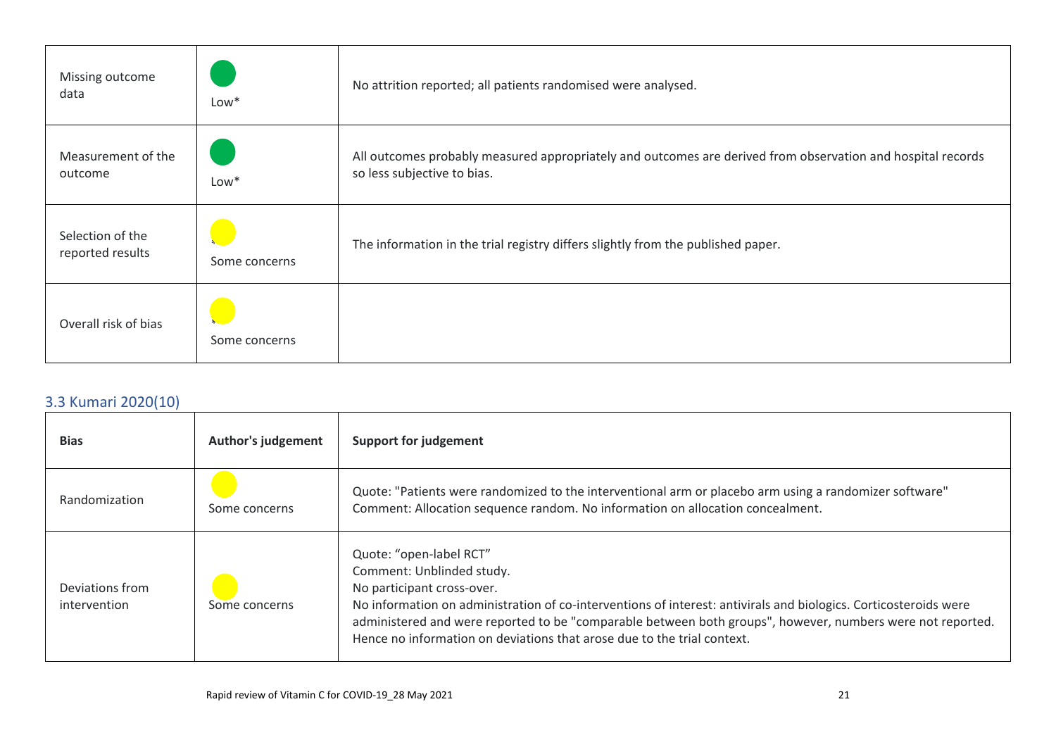| | | |
|---|---|---|
| Missing outcome data | Low* | No attrition reported; all patients randomised were analysed. |
| Measurement of the outcome | Low* | All outcomes probably measured appropriately and outcomes are derived from observation and hospital records so less subjective to bias. |
| Selection of the reported results | Some concerns | The information in the trial registry differs slightly from the published paper. |
| Overall risk of bias | Some concerns | |

### 3.3 Kumari 2020(10)

| Bias | Author's judgement | Support for judgement |
|---|---|---|
| Randomization | Some concerns | Quote: "Patients were randomized to the interventional arm or placebo arm using a randomizer software"<br>Comment: Allocation sequence random. No information on allocation concealment. |
| Deviations from intervention | Some concerns | Quote: "open-label RCT"<br>Comment: Unblinded study.<br>No participant cross-over.<br>No information on administration of co-interventions of interest: antivirals and biologics. Corticosteroids were administered and were reported to be "comparable between both groups", however, numbers were not reported. Hence no information on deviations that arose due to the trial context. |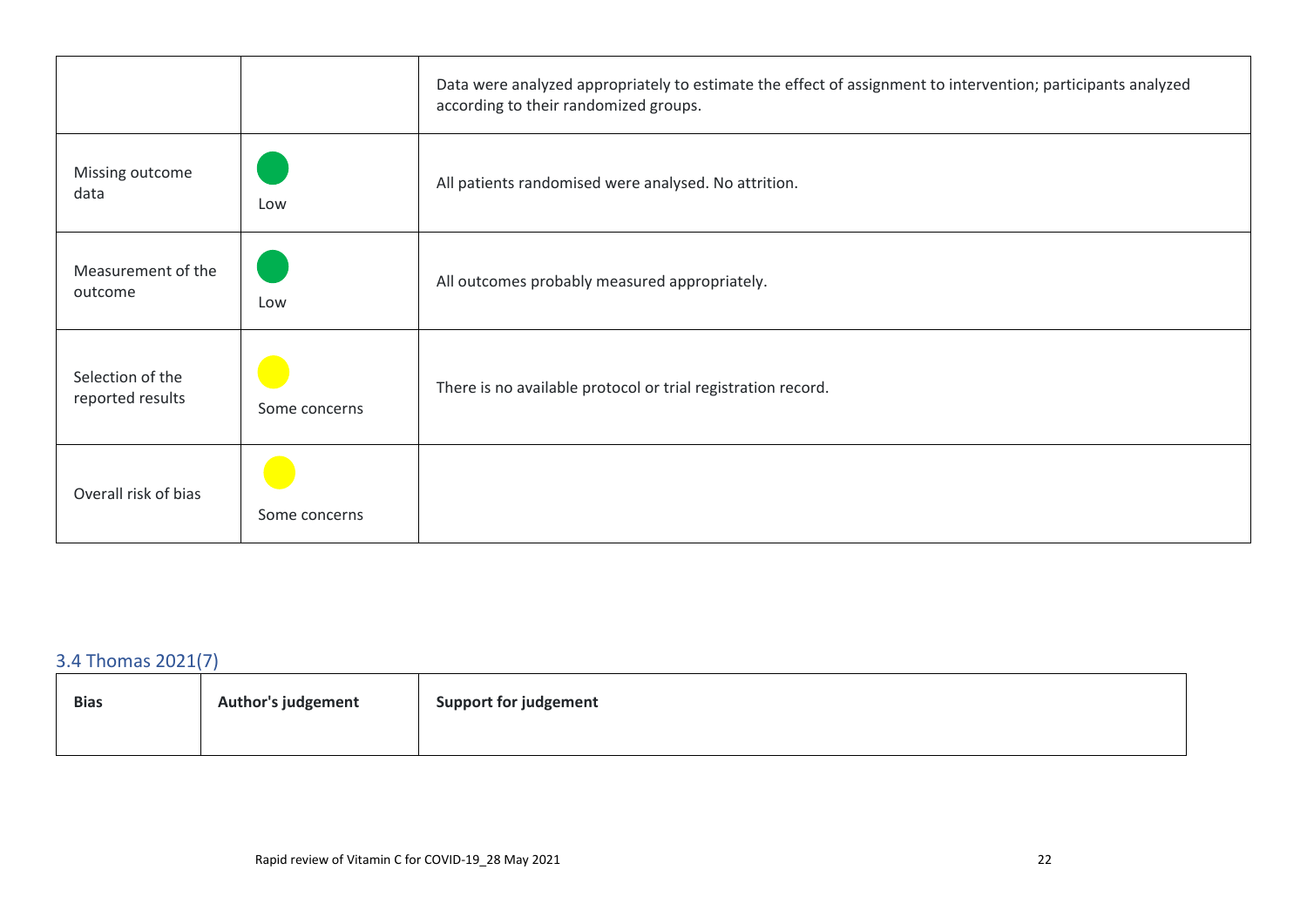| | | |
|---|---|---|
| | | Data were analyzed appropriately to estimate the effect of assignment to intervention; participants analyzed according to their randomized groups. |
| Missing outcome data | Low | All patients randomised were analysed. No attrition. |
| Measurement of the outcome | Low | All outcomes probably measured appropriately. |
| Selection of the reported results | Some concerns | There is no available protocol or trial registration record. |
| Overall risk of bias | Some concerns | |

## 3.4 Thomas 2021(7)

| Bias | Author's judgement | Support for judgement |
|---|---|---|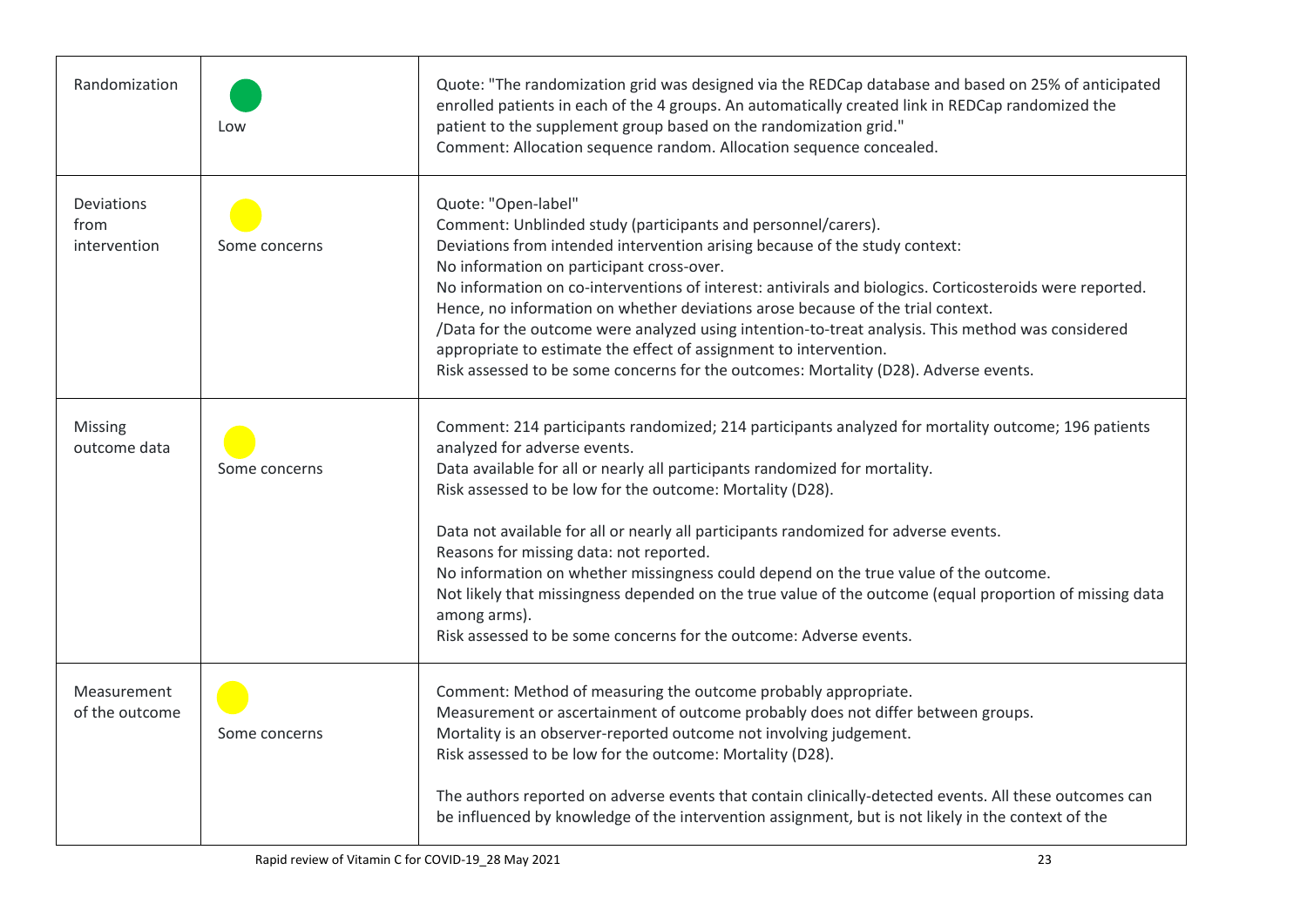| Randomization | Low | Quote: "The randomization grid was designed via the REDCap database and based on 25% of anticipated enrolled patients in each of the 4 groups. An automatically created link in REDCap randomized the patient to the supplement group based on the randomization grid."<br>Comment: Allocation sequence random. Allocation sequence concealed. |
|---|---|---|
| Deviations from intervention | Some concerns | Quote: "Open-label"<br>Comment: Unblinded study (participants and personnel/carers).<br>Deviations from intended intervention arising because of the study context:<br>No information on participant cross-over.<br>No information on co-interventions of interest: antivirals and biologics. Corticosteroids were reported.<br>Hence, no information on whether deviations arose because of the trial context.<br>/Data for the outcome were analyzed using intention-to-treat analysis. This method was considered appropriate to estimate the effect of assignment to intervention.<br>Risk assessed to be some concerns for the outcomes: Mortality (D28). Adverse events. |
| Missing outcome data | Some concerns | Comment: 214 participants randomized; 214 participants analyzed for mortality outcome; 196 patients analyzed for adverse events.<br>Data available for all or nearly all participants randomized for mortality.<br>Risk assessed to be low for the outcome: Mortality (D28).<br><br>Data not available for all or nearly all participants randomized for adverse events.<br>Reasons for missing data: not reported.<br>No information on whether missingness could depend on the true value of the outcome.<br>Not likely that missingness depended on the true value of the outcome (equal proportion of missing data among arms).<br>Risk assessed to be some concerns for the outcome: Adverse events. |
| Measurement of the outcome | Some concerns | Comment: Method of measuring the outcome probably appropriate.<br>Measurement or ascertainment of outcome probably does not differ between groups.<br>Mortality is an observer-reported outcome not involving judgement.<br>Risk assessed to be low for the outcome: Mortality (D28).<br><br>The authors reported on adverse events that contain clinically-detected events. All these outcomes can be influenced by knowledge of the intervention assignment, but is not likely in the context of the |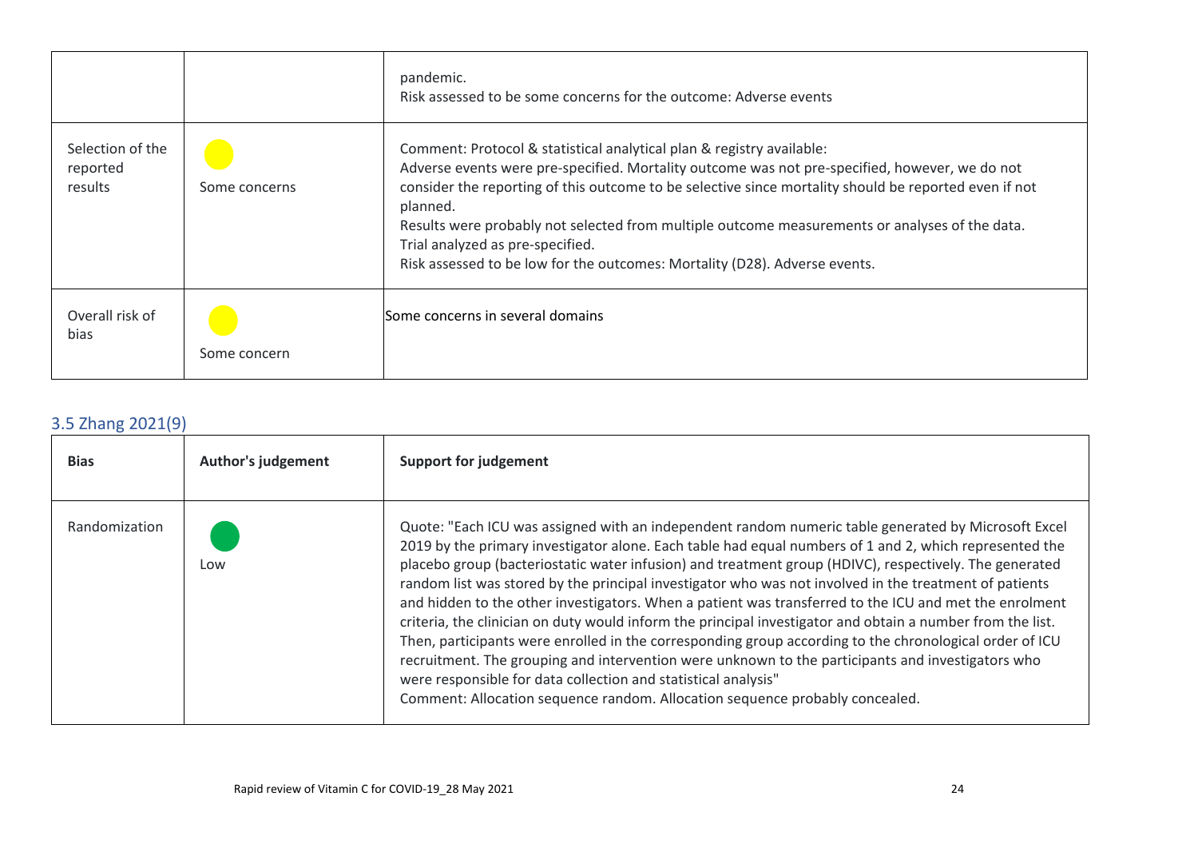| | | |
|---|---|---|
| | | pandemic.<br>Risk assessed to be some concerns for the outcome: Adverse events |
| Selection of the reported results | Some concerns | Comment: Protocol & statistical analytical plan & registry available:<br>Adverse events were pre-specified. Mortality outcome was not pre-specified, however, we do not consider the reporting of this outcome to be selective since mortality should be reported even if not planned.<br>Results were probably not selected from multiple outcome measurements or analyses of the data.<br>Trial analyzed as pre-specified.<br>Risk assessed to be low for the outcomes: Mortality (D28). Adverse events. |
| Overall risk of bias | Some concern | Some concerns in several domains |

### 3.5 Zhang 2021(9)

| Bias | Author's judgement | Support for judgement |
|---|---|---|
| Randomization | Low | Quote: "Each ICU was assigned with an independent random numeric table generated by Microsoft Excel 2019 by the primary investigator alone. Each table had equal numbers of 1 and 2, which represented the placebo group (bacteriostatic water infusion) and treatment group (HDIVC), respectively. The generated random list was stored by the principal investigator who was not involved in the treatment of patients and hidden to the other investigators. When a patient was transferred to the ICU and met the enrolment criteria, the clinician on duty would inform the principal investigator and obtain a number from the list. Then, participants were enrolled in the corresponding group according to the chronological order of ICU recruitment. The grouping and intervention were unknown to the participants and investigators who were responsible for data collection and statistical analysis"<br>Comment: Allocation sequence random. Allocation sequence probably concealed. |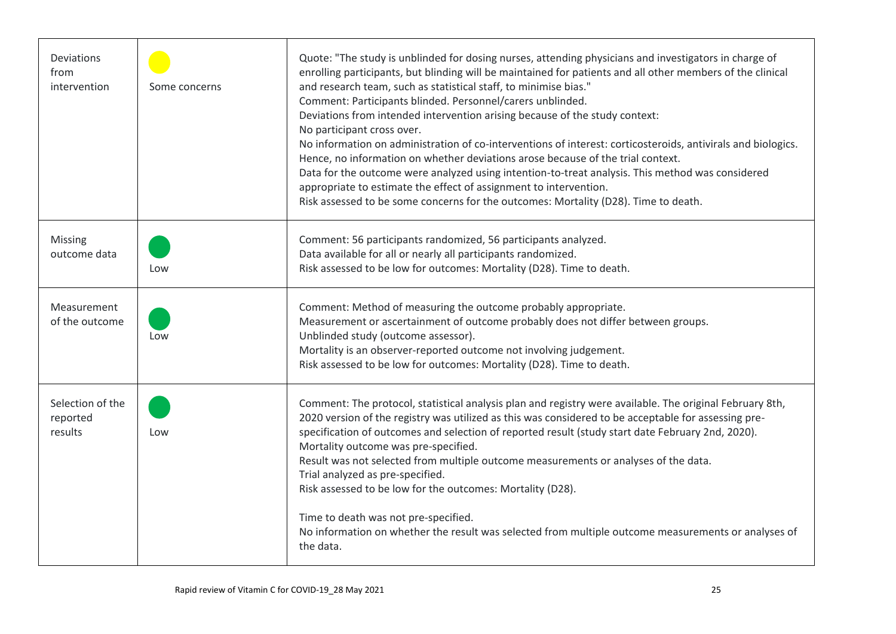| | | |
|---|---|---|
| Deviations from intervention | Some concerns | Quote: "The study is unblinded for dosing nurses, attending physicians and investigators in charge of enrolling participants, but blinding will be maintained for patients and all other members of the clinical and research team, such as statistical staff, to minimise bias."<br>Comment: Participants blinded. Personnel/carers unblinded.<br>Deviations from intended intervention arising because of the study context:<br>No participant cross over.<br>No information on administration of co-interventions of interest: corticosteroids, antivirals and biologics. Hence, no information on whether deviations arose because of the trial context.<br>Data for the outcome were analyzed using intention-to-treat analysis. This method was considered appropriate to estimate the effect of assignment to intervention.<br>Risk assessed to be some concerns for the outcomes: Mortality (D28). Time to death. |
| Missing outcome data | Low | Comment: 56 participants randomized, 56 participants analyzed.<br>Data available for all or nearly all participants randomized.<br>Risk assessed to be low for outcomes: Mortality (D28). Time to death. |
| Measurement of the outcome | Low | Comment: Method of measuring the outcome probably appropriate.<br>Measurement or ascertainment of outcome probably does not differ between groups.<br>Unblinded study (outcome assessor).<br>Mortality is an observer-reported outcome not involving judgement.<br>Risk assessed to be low for outcomes: Mortality (D28). Time to death. |
| Selection of the reported results | Low | Comment: The protocol, statistical analysis plan and registry were available. The original February 8th, 2020 version of the registry was utilized as this was considered to be acceptable for assessing pre-specification of outcomes and selection of reported result (study start date February 2nd, 2020).<br>Mortality outcome was pre-specified.<br>Result was not selected from multiple outcome measurements or analyses of the data.<br>Trial analyzed as pre-specified.<br>Risk assessed to be low for the outcomes: Mortality (D28).<br><br>Time to death was not pre-specified.<br>No information on whether the result was selected from multiple outcome measurements or analyses of the data. |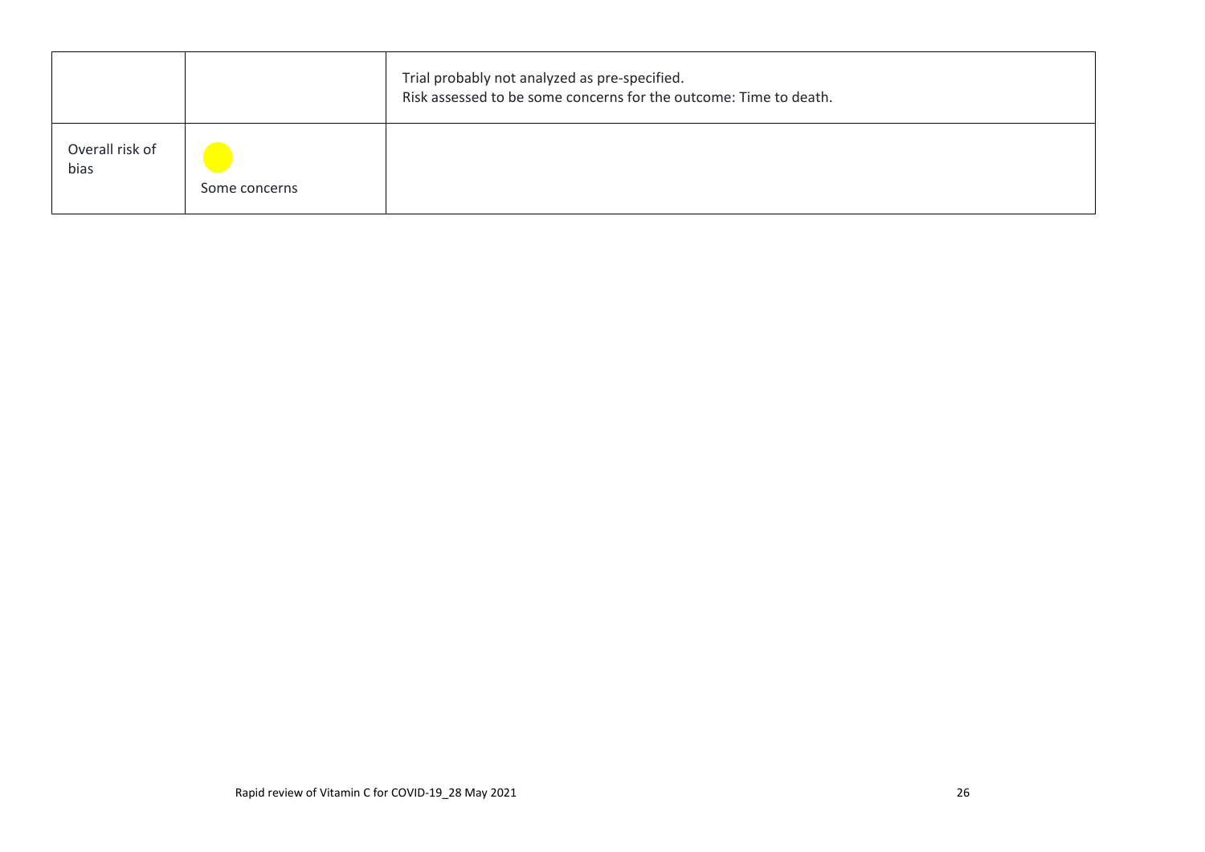| | | |
|---|---|---|
| | | Trial probably not analyzed as pre-specified.<br>Risk assessed to be some concerns for the outcome: Time to death. |
| Overall risk of bias | Some concerns | |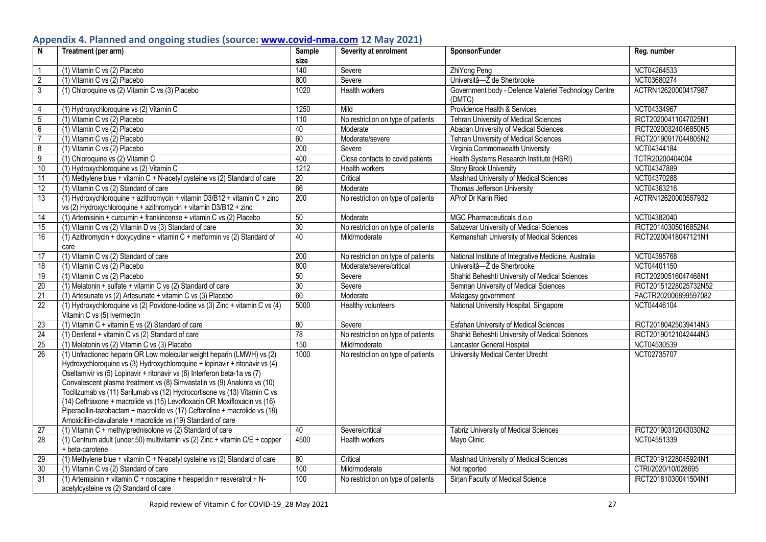## Appendix 4. Planned and ongoing studies (source: www.covid-nma.com 12 May 2021)

| N | Treatment (per arm) | Sample size | Severity at enrolment | Sponsor/Funder | Reg. number |
|---|---|---|---|---|---|
| 1 | (1) Vitamin C vs (2) Placebo | 140 | Severe | ZhiYong Peng | NCT04264533 |
| 2 | (1) Vitamin C vs (2) Placebo | 800 | Severe | Universitâ—Ž de Sherbrooke | NCT03680274 |
| 3 | (1) Chloroquine vs (2) Vitamin C vs (3) Placebo | 1020 | Health workers | Government body - Defence Materiel Technology Centre (DMTC) | ACTRN12620000417987 |
| 4 | (1) Hydroxychloroquine vs (2) Vitamin C | 1250 | Mild | Providence Health & Services | NCT04334967 |
| 5 | (1) Vitamin C vs (2) Placebo | 110 | No restriction on type of patients | Tehran University of Medical Sciences | IRCT20200411047025N1 |
| 6 | (1) Vitamin C vs (2) Placebo | 40 | Moderate | Abadan University of Medical Sciences | IRCT20200324046850N5 |
| 7 | (1) Vitamin C vs (2) Placebo | 60 | Moderate/severe | Tehran University of Medical Sciences | IRCT20190917044805N2 |
| 8 | (1) Vitamin C vs (2) Placebo | 200 | Severe | Virginia Commonwealth University | NCT04344184 |
| 9 | (1) Chloroquine vs (2) Vitamin C | 400 | Close contacts to covid patients | Health Systems Research Institute (HSRI) | TCTR20200404004 |
| 10 | (1) Hydroxychloroquine vs (2) Vitamin C | 1212 | Health workers | Stony Brook University | NCT04347889 |
| 11 | (1) Methylene blue + vitamin C + N-acetyl cysteine vs (2) Standard of care | 20 | Critical | Mashhad University of Medical Sciences | NCT04370288 |
| 12 | (1) Vitamin C vs (2) Standard of care | 66 | Moderate | Thomas Jefferson University | NCT04363216 |
| 13 | (1) Hydroxychloroquine + azithromycin + vitamin D3/B12 + vitamin C + zinc vs (2) Hydroxychloroquine + azithromycin + vitamin D3/B12 + zinc | 200 | No restriction on type of patients | AProf Dr Karin Ried | ACTRN12620000557932 |
| 14 | (1) Artemisinin + curcumin + frankincense + vitamin C vs (2) Placebo | 50 | Moderate | MGC Pharmaceuticals d.o.o | NCT04382040 |
| 15 | (1) Vitamin C vs (2) Vitamin D vs (3) Standard of care | 30 | No restriction on type of patients | Sabzevar University of Medical Sciences | IRCT20140305016852N4 |
| 16 | (1) Azithromycin + doxycycline + vitamin C + metformin vs (2) Standard of care | 40 | Mild/moderate | Kermanshah University of Medical Sciences | IRCT20200418047121N1 |
| 17 | (1) Vitamin C vs (2) Standard of care | 200 | No restriction on type of patients | National Institute of Integrative Medicine, Australia | NCT04395768 |
| 18 | (1) Vitamin C vs (2) Placebo | 800 | Moderate/severe/critical | Universitâ—Ž de Sherbrooke | NCT04401150 |
| 19 | (1) Vitamin C vs (2) Placebo | 50 | Severe | Shahid Beheshti University of Medical Sciences | IRCT20200516047468N1 |
| 20 | (1) Melatonin + sulfate + vitamin C vs (2) Standard of care | 30 | Severe | Semnan University of Medical Sciences | IRCT20151228025732N52 |
| 21 | (1) Artesunate vs (2) Artesunate + vitamin C vs (3) Placebo | 60 | Moderate | Malagasy government | PACTR202006899597082 |
| 22 | (1) Hydroxychloroquine vs (2) Povidone-Iodine vs (3) Zinc + vitamin C vs (4) Vitamin C vs (5) Ivermectin | 5000 | Healthy volunteers | National University Hospital, Singapore | NCT04446104 |
| 23 | (1) Vitamin C + vitamin E vs (2) Standard of care | 80 | Severe | Esfahan University of Medical Sciences | IRCT20180425039414N3 |
| 24 | (1) Desferal + vitamin C vs (2) Standard of care | 78 | No restriction on type of patients | Shahid Beheshti University of Medical Sciences | IRCT20190121042444N3 |
| 25 | (1) Melatonin vs (2) Vitamin C vs (3) Placebo | 150 | Mild/moderate | Lancaster General Hospital | NCT04530539 |
| 26 | (1) Unfractioned heparin OR Low molecular weight heparin (LMWH) vs (2) Hydroxychloroquine vs (3) Hydroxychloroquine + lopinavir + ritonavir vs (4) Oseltamivir vs (5) Lopinavir + ritonavir vs (6) Interferon beta-1a vs (7) Convalescent plasma treatment vs (8) Simvastatin vs (9) Anakinra vs (10) Tocilizumab vs (11) Sarilumab vs (12) Hydrocortisone vs (13) Vitamin C vs (14) Ceftriaxone + macrolide vs (15) Levofloxacin OR Moxifloxacin vs (16) Piperacillin-tazobactam + macrolide vs (17) Ceftaroline + macrolide vs (18) Amoxicillin-clavulanate + macrolide vs (19) Standard of care | 1000 | No restriction on type of patients | University Medical Center Utrecht | NCT02735707 |
| 27 | (1) Vitamin C + methylprednisolone vs (2) Standard of care | 40 | Severe/critical | Tabriz University of Medical Sciences | IRCT20190312043030N2 |
| 28 | (1) Centrum adult (under 50) multivitamin vs (2) Zinc + vitamin C/E + copper + beta-carotene | 4500 | Health workers | Mayo Clinic | NCT04551339 |
| 29 | (1) Methylene blue + vitamin C + N-acetyl cysteine vs (2) Standard of care | 80 | Critical | Mashhad University of Medical Sciences | IRCT20191228045924N1 |
| 30 | (1) Vitamin C vs (2) Standard of care | 100 | Mild/moderate | Not reported | CTRI/2020/10/028695 |
| 31 | (1) Artemisinin + vitamin C + noscapine + hesperidin + resveratrol + N-acetylcysteine vs (2) Standard of care | 100 | No restriction on type of patients | Sirjan Faculty of Medical Science | IRCT20181030041504N1 |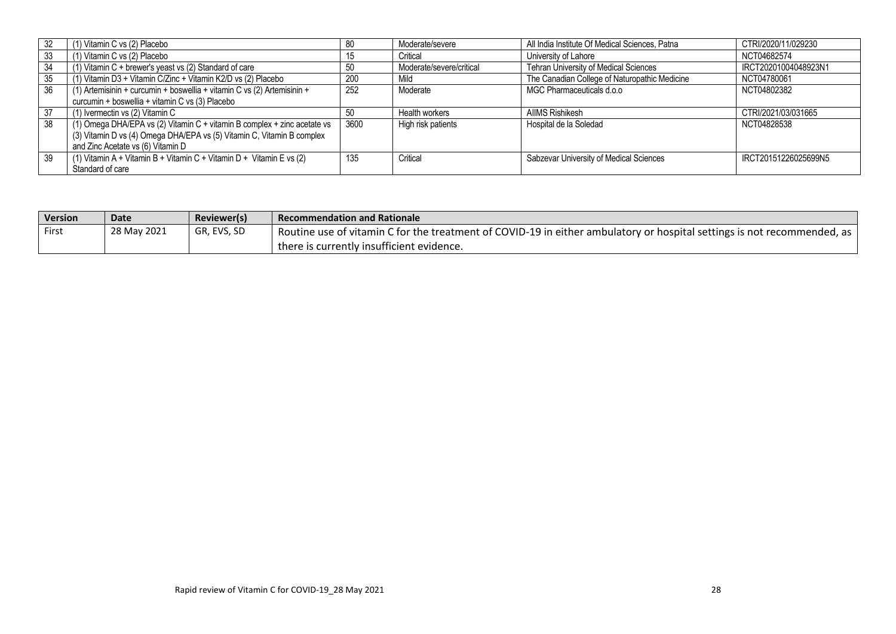| | | | | | |
|---|---|---|---|---|---|
| 32 | (1) Vitamin C vs (2) Placebo | 80 | Moderate/severe | All India Institute Of Medical Sciences, Patna | CTRI/2020/11/029230 |
| 33 | (1) Vitamin C vs (2) Placebo | 15 | Critical | University of Lahore | NCT04682574 |
| 34 | (1) Vitamin C + brewer's yeast vs (2) Standard of care | 50 | Moderate/severe/critical | Tehran University of Medical Sciences | IRCT20201004048923N1 |
| 35 | (1) Vitamin D3 + Vitamin C/Zinc + Vitamin K2/D vs (2) Placebo | 200 | Mild | The Canadian College of Naturopathic Medicine | NCT04780061 |
| 36 | (1) Artemisinin + curcumin + boswellia + vitamin C vs (2) Artemisinin + curcumin + boswellia + vitamin C vs (3) Placebo | 252 | Moderate | MGC Pharmaceuticals d.o.o | NCT04802382 |
| 37 | (1) Ivermectin vs (2) Vitamin C | 50 | Health workers | AIIMS Rishikesh | CTRI/2021/03/031665 |
| 38 | (1) Omega DHA/EPA vs (2) Vitamin C + vitamin B complex + zinc acetate vs (3) Vitamin D vs (4) Omega DHA/EPA vs (5) Vitamin C, Vitamin B complex and Zinc Acetate vs (6) Vitamin D | 3600 | High risk patients | Hospital de la Soledad | NCT04828538 |
| 39 | (1) Vitamin A + Vitamin B + Vitamin C + Vitamin D + Vitamin E vs (2) Standard of care | 135 | Critical | Sabzevar University of Medical Sciences | IRCT20151226025699N5 |

| Version | Date | Reviewer(s) | Recommendation and Rationale |
|---|---|---|---|
| First | 28 May 2021 | GR, EVS, SD | Routine use of vitamin C for the treatment of COVID-19 in either ambulatory or hospital settings is not recommended, as there is currently insufficient evidence. |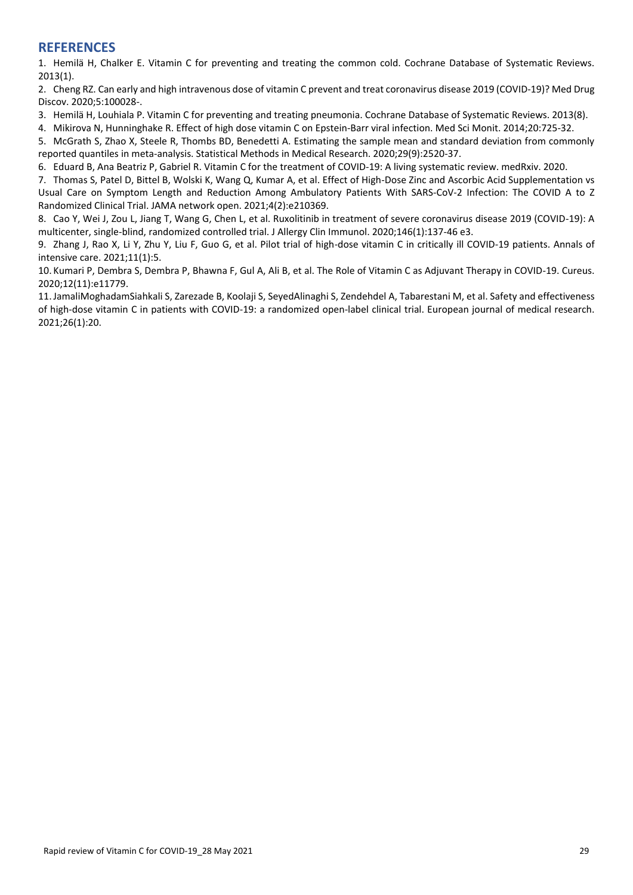## REFERENCES

1. Hemilä H, Chalker E. Vitamin C for preventing and treating the common cold. Cochrane Database of Systematic Reviews. 2013(1).
2. Cheng RZ. Can early and high intravenous dose of vitamin C prevent and treat coronavirus disease 2019 (COVID-19)? Med Drug Discov. 2020;5:100028-.
3. Hemilä H, Louhiala P. Vitamin C for preventing and treating pneumonia. Cochrane Database of Systematic Reviews. 2013(8).
4. Mikirova N, Hunninghake R. Effect of high dose vitamin C on Epstein-Barr viral infection. Med Sci Monit. 2014;20:725-32.
5. McGrath S, Zhao X, Steele R, Thombs BD, Benedetti A. Estimating the sample mean and standard deviation from commonly reported quantiles in meta-analysis. Statistical Methods in Medical Research. 2020;29(9):2520-37.
6. Eduard B, Ana Beatriz P, Gabriel R. Vitamin C for the treatment of COVID-19: A living systematic review. medRxiv. 2020.
7. Thomas S, Patel D, Bittel B, Wolski K, Wang Q, Kumar A, et al. Effect of High-Dose Zinc and Ascorbic Acid Supplementation vs Usual Care on Symptom Length and Reduction Among Ambulatory Patients With SARS-CoV-2 Infection: The COVID A to Z Randomized Clinical Trial. JAMA network open. 2021;4(2):e210369.
8. Cao Y, Wei J, Zou L, Jiang T, Wang G, Chen L, et al. Ruxolitinib in treatment of severe coronavirus disease 2019 (COVID-19): A multicenter, single-blind, randomized controlled trial. J Allergy Clin Immunol. 2020;146(1):137-46 e3.
9. Zhang J, Rao X, Li Y, Zhu Y, Liu F, Guo G, et al. Pilot trial of high-dose vitamin C in critically ill COVID-19 patients. Annals of intensive care. 2021;11(1):5.
10. Kumari P, Dembra S, Dembra P, Bhawna F, Gul A, Ali B, et al. The Role of Vitamin C as Adjuvant Therapy in COVID-19. Cureus. 2020;12(11):e11779.
11. JamaliMoghadamSiahkali S, Zarezade B, Koolaji S, SeyedAlinaghi S, Zendehdel A, Tabarestani M, et al. Safety and effectiveness of high-dose vitamin C in patients with COVID-19: a randomized open-label clinical trial. European journal of medical research. 2021;26(1):20.